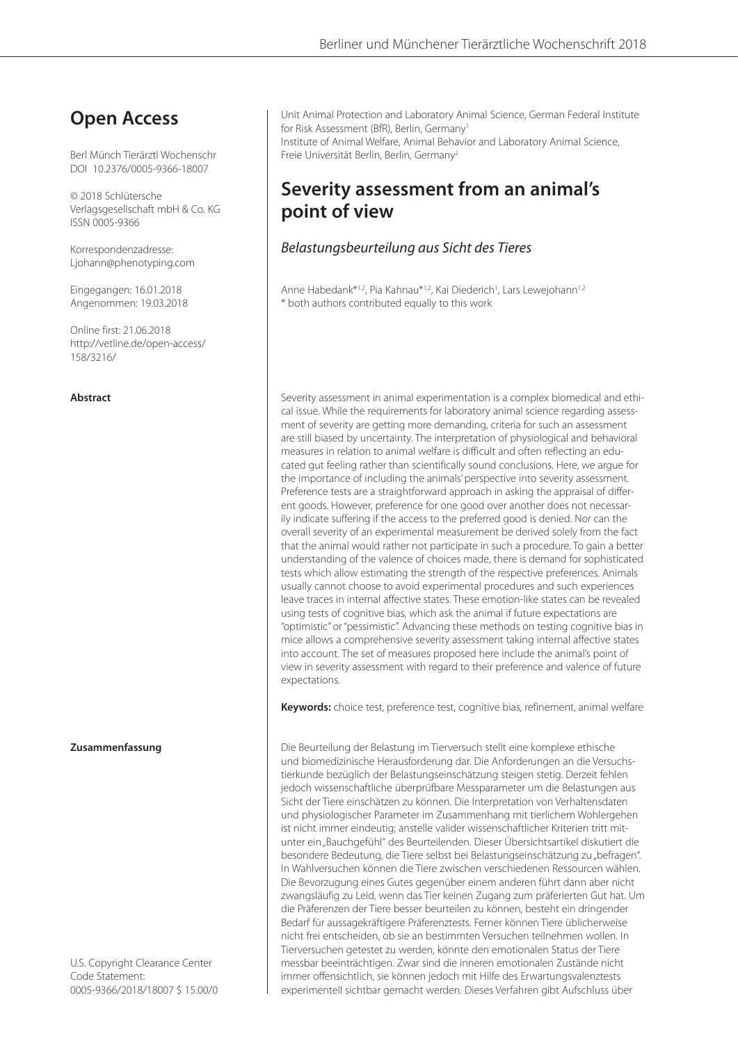# Open Access

Berl Münch Tierärztl Wochenschr
DOI 10.2376/0005-9366-18007

© 2018 Schlütersche Verlagsgesellschaft mbH & Co. KG
ISSN 0005-9366

Korrespondenzadresse:
Ljohann@phenotyping.com

Eingegangen: 16.01.2018
Angenommen: 19.03.2018

Online first: 21.06.2018
http://vetline.de/open-access/158/3216/

U.S. Copyright Clearance Center Code Statement:
0005-9366/2018/18007 $ 15.00/0

Unit Animal Protection and Laboratory Animal Science, German Federal Institute for Risk Assessment (BfR), Berlin, Germany[1]
Institute of Animal Welfare, Animal Behavior and Laboratory Animal Science, Freie Universität Berlin, Berlin, Germany[2]

## Severity assessment from an animal's point of view

*Belastungsbeurteilung aus Sicht des Tieres*

Anne Habedank*[1,2], Pia Kahnau*[1,2], Kai Diederich[1], Lars Lewejohann[1,2]
\* both authors contributed equally to this work

**Abstract**

Severity assessment in animal experimentation is a complex biomedical and ethical issue. While the requirements for laboratory animal science regarding assessment of severity are getting more demanding, criteria for such an assessment are still biased by uncertainty. The interpretation of physiological and behavioral measures in relation to animal welfare is difficult and often reflecting an educated gut feeling rather than scientifically sound conclusions. Here, we argue for the importance of including the animals' perspective into severity assessment. Preference tests are a straightforward approach in asking the appraisal of different goods. However, preference for one good over another does not necessarily indicate suffering if the access to the preferred good is denied. Nor can the overall severity of an experimental measurement be derived solely from the fact that the animal would rather not participate in such a procedure. To gain a better understanding of the valence of choices made, there is demand for sophisticated tests which allow estimating the strength of the respective preferences. Animals usually cannot choose to avoid experimental procedures and such experiences leave traces in internal affective states. These emotion-like states can be revealed using tests of cognitive bias, which ask the animal if future expectations are "optimistic" or "pessimistic". Advancing these methods on testing cognitive bias in mice allows a comprehensive severity assessment taking internal affective states into account. The set of measures proposed here include the animal's point of view in severity assessment with regard to their preference and valence of future expectations.

**Keywords:** choice test, preference test, cognitive bias, refinement, animal welfare

**Zusammenfassung**

Die Beurteilung der Belastung im Tierversuch stellt eine komplexe ethische und biomedizinische Herausforderung dar. Die Anforderungen an die Versuchstierkunde bezüglich der Belastungseinschätzung steigen stetig. Derzeit fehlen jedoch wissenschaftliche überprüfbare Messparameter um die Belastungen aus Sicht der Tiere einschätzen zu können. Die Interpretation von Verhaltensdaten und physiologischer Parameter im Zusammenhang mit tierlichem Wohlergehen ist nicht immer eindeutig; anstelle valider wissenschaftlicher Kriterien tritt mitunter ein „Bauchgefühl" des Beurteilenden. Dieser Übersichtsartikel diskutiert die besondere Bedeutung, die Tiere selbst bei Belastungseinschätzung zu „befragen". In Wahlversuchen können die Tiere zwischen verschiedenen Ressourcen wählen. Die Bevorzugung eines Gutes gegenüber einem anderen führt dann aber nicht zwangsläufig zu Leid, wenn das Tier keinen Zugang zum präferierten Gut hat. Um die Präferenzen der Tiere besser beurteilen zu können, besteht ein dringender Bedarf für aussagekräftigere Präferenztests. Ferner können Tiere üblicherweise nicht frei entscheiden, ob sie an bestimmten Versuchen teilnehmen wollen. In Tierversuchen getestet zu werden, könnte den emotionalen Status der Tiere messbar beeinträchtigen. Zwar sind die inneren emotionalen Zustände nicht immer offensichtlich, sie können jedoch mit Hilfe des Erwartungsvalenztests experimentell sichtbar gemacht werden. Dieses Verfahren gibt Aufschluss über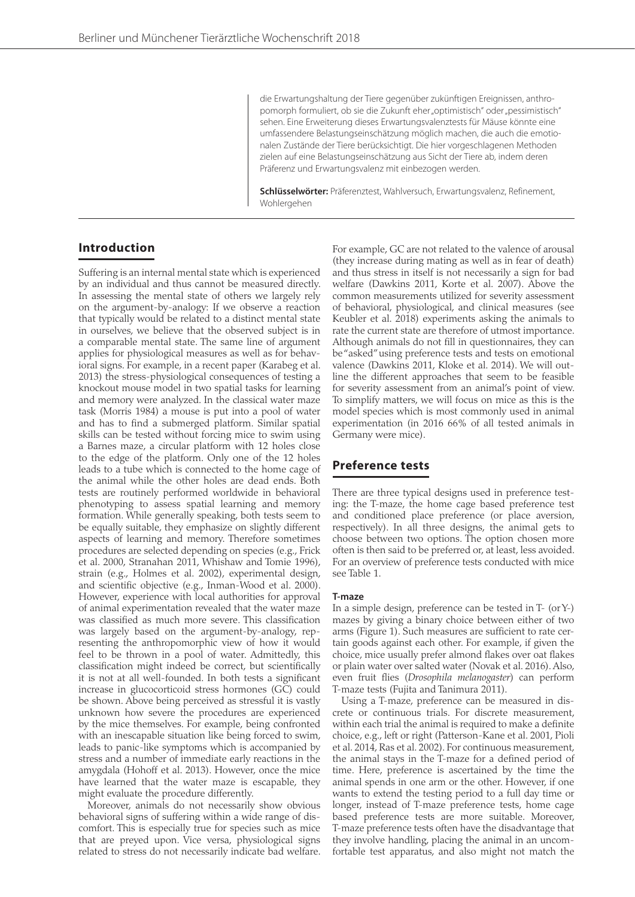die Erwartungshaltung der Tiere gegenüber zukünftigen Ereignissen, anthropomorph formuliert, ob sie die Zukunft eher „optimistisch" oder „pessimistisch" sehen. Eine Erweiterung dieses Erwartungsvalenztests für Mäuse könnte eine umfassendere Belastungseinschätzung möglich machen, die auch die emotionalen Zustände der Tiere berücksichtigt. Die hier vorgeschlagenen Methoden zielen auf eine Belastungseinschätzung aus Sicht der Tiere ab, indem deren Präferenz und Erwartungsvalenz mit einbezogen werden.

**Schlüsselwörter:** Präferenztest, Wahlversuch, Erwartungsvalenz, Refinement, Wohlergehen

## Introduction

Suffering is an internal mental state which is experienced by an individual and thus cannot be measured directly. In assessing the mental state of others we largely rely on the argument-by-analogy: If we observe a reaction that typically would be related to a distinct mental state in ourselves, we believe that the observed subject is in a comparable mental state. The same line of argument applies for physiological measures as well as for behavioral signs. For example, in a recent paper (Karabeg et al. 2013) the stress-physiological consequences of testing a knockout mouse model in two spatial tasks for learning and memory were analyzed. In the classical water maze task (Morris 1984) a mouse is put into a pool of water and has to find a submerged platform. Similar spatial skills can be tested without forcing mice to swim using a Barnes maze, a circular platform with 12 holes close to the edge of the platform. Only one of the 12 holes leads to a tube which is connected to the home cage of the animal while the other holes are dead ends. Both tests are routinely performed worldwide in behavioral phenotyping to assess spatial learning and memory formation. While generally speaking, both tests seem to be equally suitable, they emphasize on slightly different aspects of learning and memory. Therefore sometimes procedures are selected depending on species (e.g., Frick et al. 2000, Stranahan 2011, Whishaw and Tomie 1996), strain (e.g., Holmes et al. 2002), experimental design, and scientific objective (e.g., Inman-Wood et al. 2000). However, experience with local authorities for approval of animal experimentation revealed that the water maze was classified as much more severe. This classification was largely based on the argument-by-analogy, representing the anthropomorphic view of how it would feel to be thrown in a pool of water. Admittedly, this classification might indeed be correct, but scientifically it is not at all well-founded. In both tests a significant increase in glucocorticoid stress hormones (GC) could be shown. Above being perceived as stressful it is vastly unknown how severe the procedures are experienced by the mice themselves. For example, being confronted with an inescapable situation like being forced to swim, leads to panic-like symptoms which is accompanied by stress and a number of immediate early reactions in the amygdala (Hohoff et al. 2013). However, once the mice have learned that the water maze is escapable, they might evaluate the procedure differently.

Moreover, animals do not necessarily show obvious behavioral signs of suffering within a wide range of discomfort. This is especially true for species such as mice that are preyed upon. Vice versa, physiological signs related to stress do not necessarily indicate bad welfare. For example, GC are not related to the valence of arousal (they increase during mating as well as in fear of death) and thus stress in itself is not necessarily a sign for bad welfare (Dawkins 2011, Korte et al. 2007). Above the common measurements utilized for severity assessment of behavioral, physiological, and clinical measures (see Keubler et al. 2018) experiments asking the animals to rate the current state are therefore of utmost importance. Although animals do not fill in questionnaires, they can be "asked" using preference tests and tests on emotional valence (Dawkins 2011, Kloke et al. 2014). We will outline the different approaches that seem to be feasible for severity assessment from an animal's point of view. To simplify matters, we will focus on mice as this is the model species which is most commonly used in animal experimentation (in 2016 66% of all tested animals in Germany were mice).

## Preference tests

There are three typical designs used in preference testing: the T-maze, the home cage based preference test and conditioned place preference (or place aversion, respectively). In all three designs, the animal gets to choose between two options. The option chosen more often is then said to be preferred or, at least, less avoided. For an overview of preference tests conducted with mice see Table 1.

### T-maze

In a simple design, preference can be tested in T- (or Y-) mazes by giving a binary choice between either of two arms (Figure 1). Such measures are sufficient to rate certain goods against each other. For example, if given the choice, mice usually prefer almond flakes over oat flakes or plain water over salted water (Novak et al. 2016). Also, even fruit flies (*Drosophila melanogaster*) can perform T-maze tests (Fujita and Tanimura 2011).

Using a T-maze, preference can be measured in discrete or continuous trials. For discrete measurement, within each trial the animal is required to make a definite choice, e.g., left or right (Patterson-Kane et al. 2001, Pioli et al. 2014, Ras et al. 2002). For continuous measurement, the animal stays in the T-maze for a defined period of time. Here, preference is ascertained by the time the animal spends in one arm or the other. However, if one wants to extend the testing period to a full day time or longer, instead of T-maze preference tests, home cage based preference tests are more suitable. Moreover, T-maze preference tests often have the disadvantage that they involve handling, placing the animal in an uncomfortable test apparatus, and also might not match the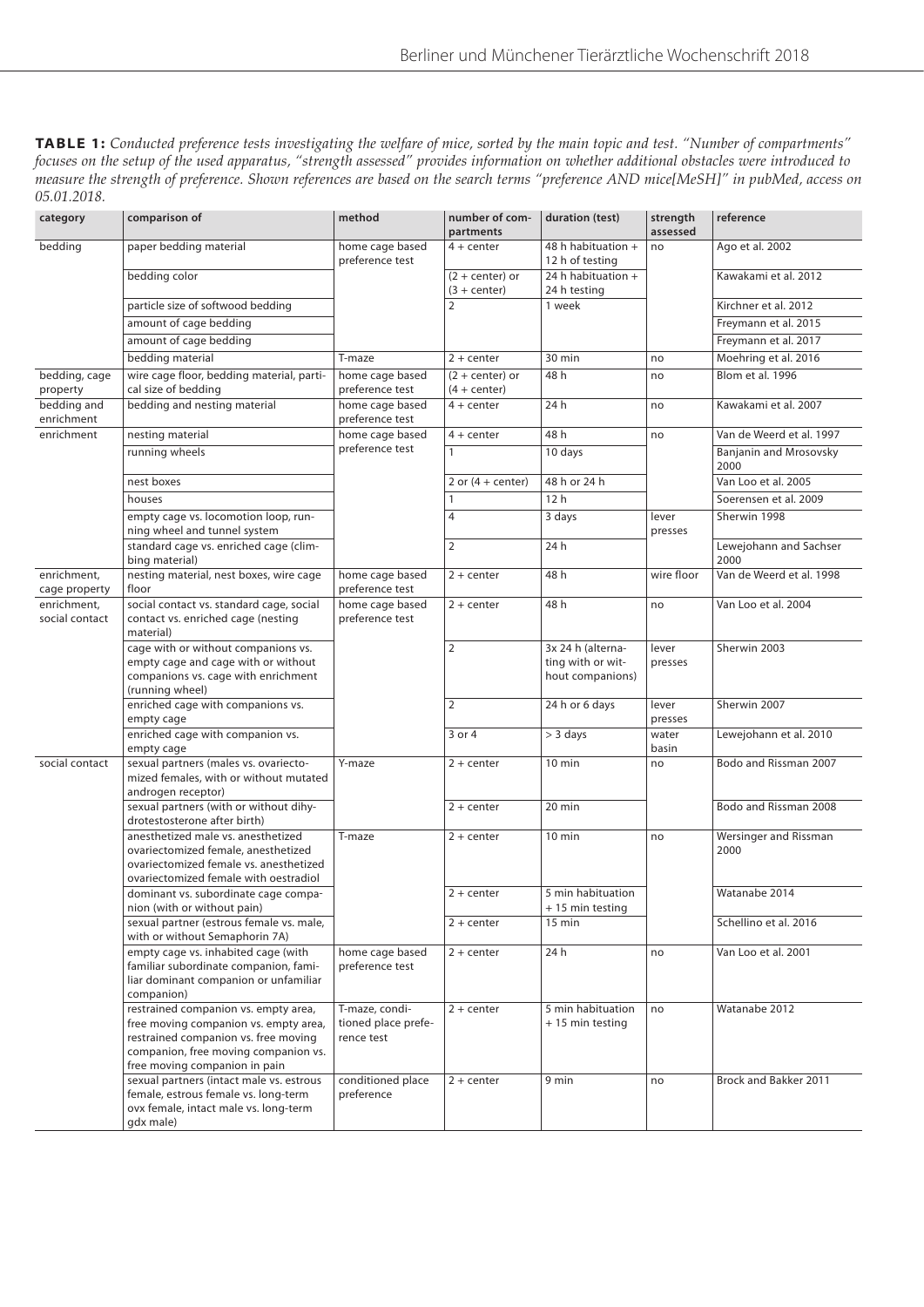**TABLE 1:** *Conducted preference tests investigating the welfare of mice, sorted by the main topic and test. "Number of compartments" focuses on the setup of the used apparatus, "strength assessed" provides information on whether additional obstacles were introduced to measure the strength of preference. Shown references are based on the search terms "preference AND mice[MeSH]" in pubMed, access on 05.01.2018.*

| category | comparison of | method | number of compartments | duration (test) | strength assessed | reference |
|---|---|---|---|---|---|---|
| bedding | paper bedding material | home cage based preference test | 4 + center | 48 h habituation + 12 h of testing | no | Ago et al. 2002 |
| | bedding color | | (2 + center) or (3 + center) | 24 h habituation + 24 h testing | | Kawakami et al. 2012 |
| | particle size of softwood bedding | | 2 | 1 week | | Kirchner et al. 2012 |
| | amount of cage bedding | | | | | Freymann et al. 2015 |
| | amount of cage bedding | | | | | Freymann et al. 2017 |
| | bedding material | T-maze | 2 + center | 30 min | no | Moehring et al. 2016 |
| bedding, cage property | wire cage floor, bedding material, particle size of bedding | home cage based preference test | (2 + center) or (4 + center) | 48 h | no | Blom et al. 1996 |
| bedding and enrichment | bedding and nesting material | home cage based preference test | 4 + center | 24 h | no | Kawakami et al. 2007 |
| enrichment | nesting material | home cage based preference test | 4 + center | 48 h | no | Van de Weerd et al. 1997 |
| | running wheels | | 1 | 10 days | | Banjanin and Mrosovsky 2000 |
| | nest boxes | | 2 or (4 + center) | 48 h or 24 h | | Van Loo et al. 2005 |
| | houses | | 1 | 12 h | | Soerensen et al. 2009 |
| | empty cage vs. locomotion loop, running wheel and tunnel system | | 4 | 3 days | lever presses | Sherwin 1998 |
| | standard cage vs. enriched cage (climbing material) | | 2 | 24 h | | Lewejohann and Sachser 2000 |
| enrichment, cage property | nesting material, nest boxes, wire cage floor | home cage based preference test | 2 + center | 48 h | wire floor | Van de Weerd et al. 1998 |
| enrichment, social contact | social contact vs. standard cage, social contact vs. enriched cage (nesting material) | home cage based preference test | 2 + center | 48 h | no | Van Loo et al. 2004 |
| | cage with or without companions vs. empty cage and cage with or without companions vs. cage with enrichment (running wheel) | | 2 | 3x 24 h (alternating with or without companions) | lever presses | Sherwin 2003 |
| | enriched cage with companions vs. empty cage | | 2 | 24 h or 6 days | lever presses | Sherwin 2007 |
| | enriched cage with companion vs. empty cage | | 3 or 4 | > 3 days | water basin | Lewejohann et al. 2010 |
| social contact | sexual partners (males vs. ovariectomized females, with or without mutated androgen receptor) | Y-maze | 2 + center | 10 min | no | Bodo and Rissman 2007 |
| | sexual partners (with or without dihydrotestosterone after birth) | | 2 + center | 20 min | | Bodo and Rissman 2008 |
| | anesthetized male vs. anesthetized ovariectomized female, anesthetized ovariectomized female vs. anesthetized ovariectomized female with oestradiol | T-maze | 2 + center | 10 min | no | Wersinger and Rissman 2000 |
| | dominant vs. subordinate cage companion (with or without pain) | | 2 + center | 5 min habituation + 15 min testing | | Watanabe 2014 |
| | sexual partner (estrous female vs. male, with or without Semaphorin 7A) | | 2 + center | 15 min | | Schellino et al. 2016 |
| | empty cage vs. inhabited cage (with familiar subordinate companion, familiar dominant companion or unfamiliar companion) | home cage based preference test | 2 + center | 24 h | no | Van Loo et al. 2001 |
| | restrained companion vs. empty area, free moving companion vs. empty area, restrained companion vs. free moving companion, free moving companion vs. free moving companion in pain | T-maze, conditioned place preference test | 2 + center | 5 min habituation + 15 min testing | no | Watanabe 2012 |
| | sexual partners (intact male vs. estrous female, estrous female vs. long-term ovx female, intact male vs. long-term gdx male) | conditioned place preference | 2 + center | 9 min | no | Brock and Bakker 2011 |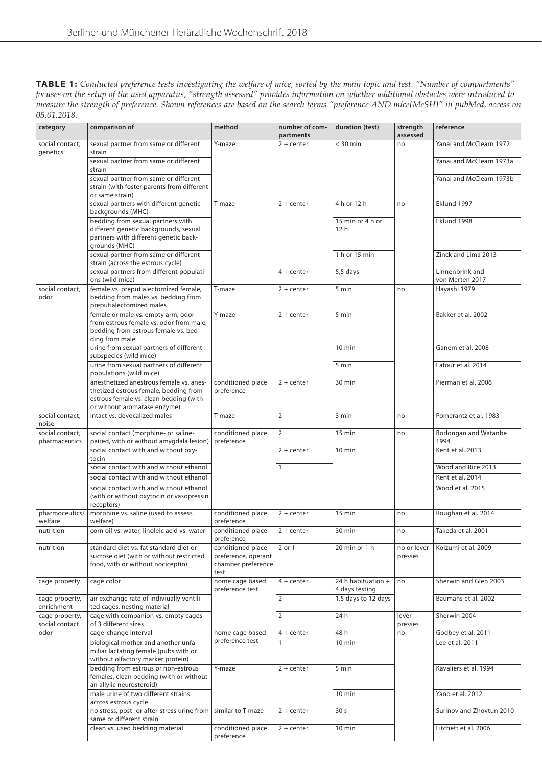**TABLE 1:** *Conducted preference tests investigating the welfare of mice, sorted by the main topic and test. "Number of compartments" focuses on the setup of the used apparatus, "strength assessed" provides information on whether additional obstacles were introduced to measure the strength of preference. Shown references are based on the search terms "preference AND mice[MeSH]" in pubMed, access on 05.01.2018.*

| category | comparison of | method | number of compartments | duration (test) | strength assessed | reference |
|---|---|---|---|---|---|---|
| social contact, genetics | sexual partner from same or different strain | Y-maze | 2 + center | < 30 min | no | Yanai and McClearn 1972 |
| | sexual partner from same or different strain | | | | | Yanai and McClearn 1973a |
| | sexual partner from same or different strain (with foster parents from different or same strain) | | | | | Yanai and McClearn 1973b |
| | sexual partners with different genetic backgrounds (MHC) | T-maze | 2 + center | 4 h or 12 h | no | Eklund 1997 |
| | bedding from sexual partners with different genetic backgrounds, sexual partners with different genetic backgrounds (MHC) | | | 15 min or 4 h or 12 h | | Eklund 1998 |
| | sexual partner from same or different strain (across the estrous cycle) | | | 1 h or 15 min | | Zinck and Lima 2013 |
| | sexual partners from different populations (wild mice) | | 4 + center | 5,5 days | | Linnenbrink and von Merten 2017 |
| social contact, odor | female vs. preputialectomized female, bedding from males vs. bedding from preputialectomized males | T-maze | 2 + center | 5 min | no | Hayashi 1979 |
| | female or male vs. empty arm, odor from estrous female vs. odor from male, bedding from estrous female vs. bedding from male | Y-maze | 2 + center | 5 min | | Bakker et al. 2002 |
| | urine from sexual partners of different subspecies (wild mice) | | | 10 min | | Ganem et al. 2008 |
| | urine from sexual partners of different populations (wild mice) | | | 5 min | | Latour et al. 2014 |
| | anesthetized anestrous female vs. anesthetized estrous female, bedding from estrous female vs. clean bedding (with or without aromatase enzyme) | conditioned place preference | 2 + center | 30 min | | Pierman et al. 2006 |
| social contact, noise | intact vs. devocalized males | T-maze | 2 | 3 min | no | Pomerantz et al. 1983 |
| social contact, pharmaceutics | social contact (morphine- or saline-paired, with or without amygdala lesion) | conditioned place preference | 2 | 15 min | no | Borlongan and Watanbe 1994 |
| | social contact with and without oxytocin | | 2 + center | 10 min | | Kent et al. 2013 |
| | social contact with and without ethanol | | 1 | | | Wood and Rice 2013 |
| | social contact with and without ethanol | | | | | Kent et al. 2014 |
| | social contact with and without ethanol (with or without oxytocin or vasopressin receptors) | | | | | Wood et al. 2015 |
| pharmaceutics/ welfare | morphine vs. saline (used to assess welfare) | conditioned place preference | 2 + center | 15 min | no | Roughan et al. 2014 |
| nutrition | corn oil vs. water, linoleic acid vs. water | conditioned place preference | 2 + center | 30 min | no | Takeda et al. 2001 |
| nutrition | standard diet vs. fat standard diet or sucrose diet (with or without restricted food, with or without nociceptin) | conditioned place preference, operant chamber preference test | 2 or 1 | 20 min or 1 h | no or lever presses | Koizumi et al. 2009 |
| cage property | cage color | home cage based preference test | 4 + center | 24 h habituation + 4 days testing | no | Sherwin and Glen 2003 |
| cage property, enrichment | air exchange rate of indiviually ventilited cages, nesting material | | 2 | 1.5 days to 12 days | | Baumans et al. 2002 |
| cage property, social contact | cage with companion vs. empty cages of 3 different sizes | | 2 | 24 h | lever presses | Sherwin 2004 |
| odor | cage-change interval | home cage based preference test | 4 + center | 48 h | no | Godbey et al. 2011 |
| | biological mother and another unfamiliar lactating female (pubs with or without olfactory marker protein) | | 1 | 10 min | | Lee et al. 2011 |
| | bedding from estrous or non-estrous females, clean bedding (with or without an allylic neurosteroid) | Y-maze | 2 + center | 5 min | | Kavaliers et al. 1994 |
| | male urine of two different strains across estrous cycle | | | 10 min | | Yano et al. 2012 |
| | no stress, post- or after-stress urine from same or different strain | similar to T-maze | 2 + center | 30 s | | Surinov and Zhovtun 2010 |
| | clean vs. used bedding material | conditioned place preference | 2 + center | 10 min | | Fitchett et al. 2006 |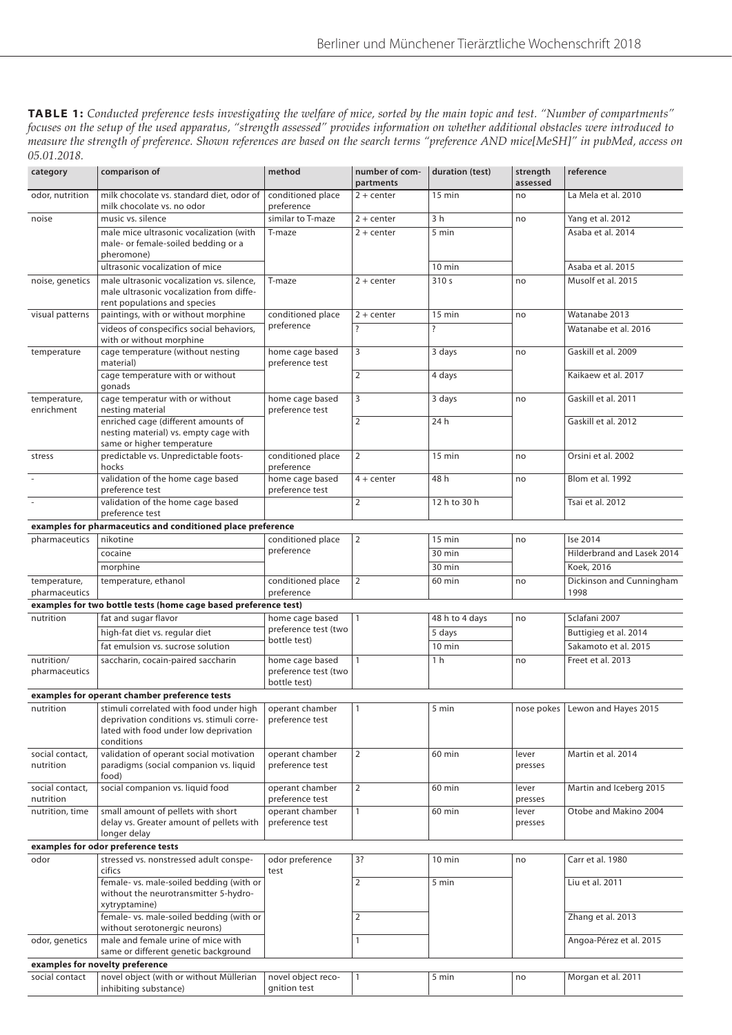**TABLE 1:** *Conducted preference tests investigating the welfare of mice, sorted by the main topic and test. "Number of compartments" focuses on the setup of the used apparatus, "strength assessed" provides information on whether additional obstacles were introduced to measure the strength of preference. Shown references are based on the search terms "preference AND mice[MeSH]" in pubMed, access on 05.01.2018.*

| category | comparison of | method | number of compartments | duration (test) | strength assessed | reference |
|---|---|---|---|---|---|---|
| odor, nutrition | milk chocolate vs. standard diet, odor of milk chocolate vs. no odor | conditioned place preference | 2 + center | 15 min | no | La Mela et al. 2010 |
| noise | music vs. silence | similar to T-maze | 2 + center | 3 h | no | Yang et al. 2012 |
| | male mice ultrasonic vocalization (with male- or female-soiled bedding or a pheromone) | T-maze | 2 + center | 5 min | | Asaba et al. 2014 |
| | ultrasonic vocalization of mice | | | 10 min | | Asaba et al. 2015 |
| noise, genetics | male ultrasonic vocalization vs. silence, male ultrasonic vocalization from different populations and species | T-maze | 2 + center | 310 s | no | Musolf et al. 2015 |
| visual patterns | paintings, with or without morphine | conditioned place preference | 2 + center | 15 min | no | Watanabe 2013 |
| | videos of conspecifics social behaviors, with or without morphine | | ? | ? | | Watanabe et al. 2016 |
| temperature | cage temperature (without nesting material) | home cage based preference test | 3 | 3 days | no | Gaskill et al. 2009 |
| | cage temperature with or without gonads | | 2 | 4 days | | Kaikaew et al. 2017 |
| temperature, enrichment | cage temperatur with or without nesting material | home cage based preference test | 3 | 3 days | no | Gaskill et al. 2011 |
| | enriched cage (different amounts of nesting material) vs. empty cage with same or higher temperature | | 2 | 24 h | | Gaskill et al. 2012 |
| stress | predictable vs. Unpredictable footshocks | conditioned place preference | 2 | 15 min | no | Orsini et al. 2002 |
| - | validation of the home cage based preference test | home cage based preference test | 4 + center | 48 h | no | Blom et al. 1992 |
| - | validation of the home cage based preference test | | 2 | 12 h to 30 h | | Tsai et al. 2012 |
| **examples for pharmaceutics and conditioned place preference** | | | | | | |
| pharmaceutics | nikotine | conditioned place preference | 2 | 15 min | no | Ise 2014 |
| | cocaine | | | 30 min | | Hilderbrand and Lasek 2014 |
| | morphine | | | 30 min | | Koek, 2016 |
| temperature, pharmaceutics | temperature, ethanol | conditioned place preference | 2 | 60 min | no | Dickinson and Cunningham 1998 |
| **examples for two bottle tests (home cage based preference test)** | | | | | | |
| nutrition | fat and sugar flavor | home cage based preference test (two bottle test) | 1 | 48 h to 4 days | no | Sclafani 2007 |
| | high-fat diet vs. regular diet | | | 5 days | | Buttigieg et al. 2014 |
| | fat emulsion vs. sucrose solution | | | 10 min | | Sakamoto et al. 2015 |
| nutrition/ pharmaceutics | saccharin, cocain-paired saccharin | home cage based preference test (two bottle test) | 1 | 1 h | no | Freet et al. 2013 |
| **examples for operant chamber preference tests** | | | | | | |
| nutrition | stimuli correlated with food under high deprivation conditions vs. stimuli correlated with food under low deprivation conditions | operant chamber preference test | 1 | 5 min | nose pokes | Lewon and Hayes 2015 |
| social contact, nutrition | validation of operant social motivation paradigms (social companion vs. liquid food) | operant chamber preference test | 2 | 60 min | lever presses | Martin et al. 2014 |
| social contact, nutrition | social companion vs. liquid food | operant chamber preference test | 2 | 60 min | lever presses | Martin and Iceberg 2015 |
| nutrition, time | small amount of pellets with short delay vs. Greater amount of pellets with longer delay | operant chamber preference test | 1 | 60 min | lever presses | Otobe and Makino 2004 |
| **examples for odor preference tests** | | | | | | |
| odor | stressed vs. nonstressed adult conspecifics | odor preference test | 3? | 10 min | no | Carr et al. 1980 |
| | female- vs. male-soiled bedding (with or without the neurotransmitter 5-hydroxytryptamine) | | 2 | 5 min | | Liu et al. 2011 |
| | female- vs. male-soiled bedding (with or without serotonergic neurons) | | 2 | | | Zhang et al. 2013 |
| odor, genetics | male and female urine of mice with same or different genetic background | | 1 | | | Angoa-Pérez et al. 2015 |
| **examples for novelty preference** | | | | | | |
| social contact | novel object (with or without Müllerian inhibiting substance) | novel object recognition test | 1 | 5 min | no | Morgan et al. 2011 |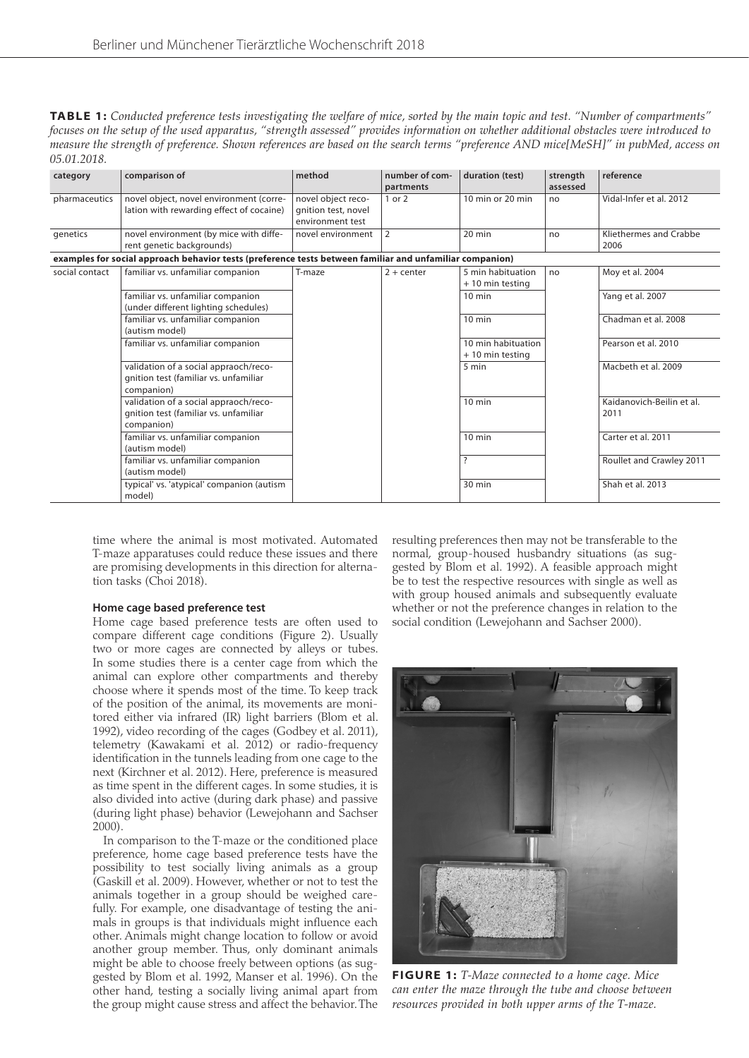**TABLE 1:** *Conducted preference tests investigating the welfare of mice, sorted by the main topic and test. "Number of compartments" focuses on the setup of the used apparatus, "strength assessed" provides information on whether additional obstacles were introduced to measure the strength of preference. Shown references are based on the search terms "preference AND mice[MeSH]" in pubMed, access on 05.01.2018.*

| category | comparison of | method | number of compartments | duration (test) | strength assessed | reference |
|---|---|---|---|---|---|---|
| pharmaceutics | novel object, novel environment (correlation with rewarding effect of cocaine) | novel object recognition test, novel environment test | 1 or 2 | 10 min or 20 min | no | Vidal-Infer et al. 2012 |
| genetics | novel environment (by mice with different genetic backgrounds) | novel environment | 2 | 20 min | no | Kliethermes and Crabbe 2006 |
| **examples for social approach behavior tests (preference tests between familiar and unfamiliar companion)** | | | | | | |
| social contact | familiar vs. unfamiliar companion | T-maze | 2 + center | 5 min habituation + 10 min testing | no | Moy et al. 2004 |
| | familiar vs. unfamiliar companion (under different lighting schedules) | | | 10 min | | Yang et al. 2007 |
| | familiar vs. unfamiliar companion (autism model) | | | 10 min | | Chadman et al. 2008 |
| | familiar vs. unfamiliar companion | | | 10 min habituation + 10 min testing | | Pearson et al. 2010 |
| | validation of a social appraoch/recognition test (familiar vs. unfamiliar companion) | | | 5 min | | Macbeth et al. 2009 |
| | validation of a social appraoch/recognition test (familiar vs. unfamiliar companion) | | | 10 min | | Kaidanovich-Beilin et al. 2011 |
| | familiar vs. unfamiliar companion (autism model) | | | 10 min | | Carter et al. 2011 |
| | familiar vs. unfamiliar companion (autism model) | | | ? | | Roullet and Crawley 2011 |
| | typical' vs. 'atypical' companion (autism model) | | | 30 min | | Shah et al. 2013 |

time where the animal is most motivated. Automated T-maze apparatuses could reduce these issues and there are promising developments in this direction for alternation tasks (Choi 2018).

**Home cage based preference test**

Home cage based preference tests are often used to compare different cage conditions (Figure 2). Usually two or more cages are connected by alleys or tubes. In some studies there is a center cage from which the animal can explore other compartments and thereby choose where it spends most of the time. To keep track of the position of the animal, its movements are monitored either via infrared (IR) light barriers (Blom et al. 1992), video recording of the cages (Godbey et al. 2011), telemetry (Kawakami et al. 2012) or radio-frequency identification in the tunnels leading from one cage to the next (Kirchner et al. 2012). Here, preference is measured as time spent in the different cages. In some studies, it is also divided into active (during dark phase) and passive (during light phase) behavior (Lewejohann and Sachser 2000).

In comparison to the T-maze or the conditioned place preference, home cage based preference tests have the possibility to test socially living animals as a group (Gaskill et al. 2009). However, whether or not to test the animals together in a group should be weighed carefully. For example, one disadvantage of testing the animals in groups is that individuals might influence each other. Animals might change location to follow or avoid another group member. Thus, only dominant animals might be able to choose freely between options (as suggested by Blom et al. 1992, Manser et al. 1996). On the other hand, testing a socially living animal apart from the group might cause stress and affect the behavior. The resulting preferences then may not be transferable to the normal, group-housed husbandry situations (as suggested by Blom et al. 1992). A feasible approach might be to test the respective resources with single as well as with group housed animals and subsequently evaluate whether or not the preference changes in relation to the social condition (Lewejohann and Sachser 2000).

**FIGURE 1:** *T-Maze connected to a home cage. Mice can enter the maze through the tube and choose between resources provided in both upper arms of the T-maze.*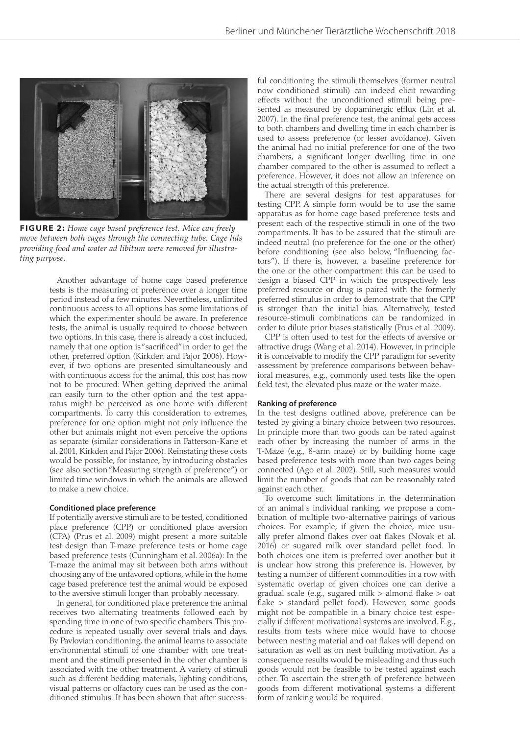**FIGURE 2:** *Home cage based preference test. Mice can freely move between both cages through the connecting tube. Cage lids providing food and water ad libitum were removed for illustrating purpose.*

Another advantage of home cage based preference tests is the measuring of preference over a longer time period instead of a few minutes. Nevertheless, unlimited continuous access to all options has some limitations of which the experimenter should be aware. In preference tests, the animal is usually required to choose between two options. In this case, there is already a cost included, namely that one option is "sacrificed" in order to get the other, preferred option (Kirkden and Pajor 2006). However, if two options are presented simultaneously and with continuous access for the animal, this cost has now not to be procured: When getting deprived the animal can easily turn to the other option and the test apparatus might be perceived as one home with different compartments. To carry this consideration to extremes, preference for one option might not only influence the other but animals might not even perceive the options as separate (similar considerations in Patterson-Kane et al. 2001, Kirkden and Pajor 2006). Reinstating these costs would be possible, for instance, by introducing obstacles (see also section "Measuring strength of preference") or limited time windows in which the animals are allowed to make a new choice.

#### Conditioned place preference

If potentially aversive stimuli are to be tested, conditioned place preference (CPP) or conditioned place aversion (CPA) (Prus et al. 2009) might present a more suitable test design than T-maze preference tests or home cage based preference tests (Cunningham et al. 2006a): In the T-maze the animal may sit between both arms without choosing any of the unfavored options, while in the home cage based preference test the animal would be exposed to the aversive stimuli longer than probably necessary.

In general, for conditioned place preference the animal receives two alternating treatments followed each by spending time in one of two specific chambers. This procedure is repeated usually over several trials and days. By Pavlovian conditioning, the animal learns to associate environmental stimuli of one chamber with one treatment and the stimuli presented in the other chamber is associated with the other treatment. A variety of stimuli such as different bedding materials, lighting conditions, visual patterns or olfactory cues can be used as the conditioned stimulus. It has been shown that after successful conditioning the stimuli themselves (former neutral now conditioned stimuli) can indeed elicit rewarding effects without the unconditioned stimuli being presented as measured by dopaminergic efflux (Lin et al. 2007). In the final preference test, the animal gets access to both chambers and dwelling time in each chamber is used to assess preference (or lesser avoidance). Given the animal had no initial preference for one of the two chambers, a significant longer dwelling time in one chamber compared to the other is assumed to reflect a preference. However, it does not allow an inference on the actual strength of this preference.

There are several designs for test apparatuses for testing CPP. A simple form would be to use the same apparatus as for home cage based preference tests and present each of the respective stimuli in one of the two compartments. It has to be assured that the stimuli are indeed neutral (no preference for the one or the other) before conditioning (see also below, "Influencing factors"). If there is, however, a baseline preference for the one or the other compartment this can be used to design a biased CPP in which the prospectively less preferred resource or drug is paired with the formerly preferred stimulus in order to demonstrate that the CPP is stronger than the initial bias. Alternatively, tested resource-stimuli combinations can be randomized in order to dilute prior biases statistically (Prus et al. 2009).

CPP is often used to test for the effects of aversive or attractive drugs (Wang et al. 2014). However, in principle it is conceivable to modify the CPP paradigm for severity assessment by preference comparisons between behavioral measures, e.g., commonly used tests like the open field test, the elevated plus maze or the water maze.

#### Ranking of preference

In the test designs outlined above, preference can be tested by giving a binary choice between two resources. In principle more than two goods can be rated against each other by increasing the number of arms in the T-Maze (e.g., 8-arm maze) or by building home cage based preference tests with more than two cages being connected (Ago et al. 2002). Still, such measures would limit the number of goods that can be reasonably rated against each other.

To overcome such limitations in the determination of an animal's individual ranking, we propose a combination of multiple two-alternative pairings of various choices. For example, if given the choice, mice usually prefer almond flakes over oat flakes (Novak et al. 2016) or sugared milk over standard pellet food. In both choices one item is preferred over another but it is unclear how strong this preference is. However, by testing a number of different commodities in a row with systematic overlap of given choices one can derive a gradual scale (e.g., sugared milk > almond flake > oat flake > standard pellet food). However, some goods might not be compatible in a binary choice test especially if different motivational systems are involved. E.g., results from tests where mice would have to choose between nesting material and oat flakes will depend on saturation as well as on nest building motivation. As a consequence results would be misleading and thus such goods would not be feasible to be tested against each other. To ascertain the strength of preference between goods from different motivational systems a different form of ranking would be required.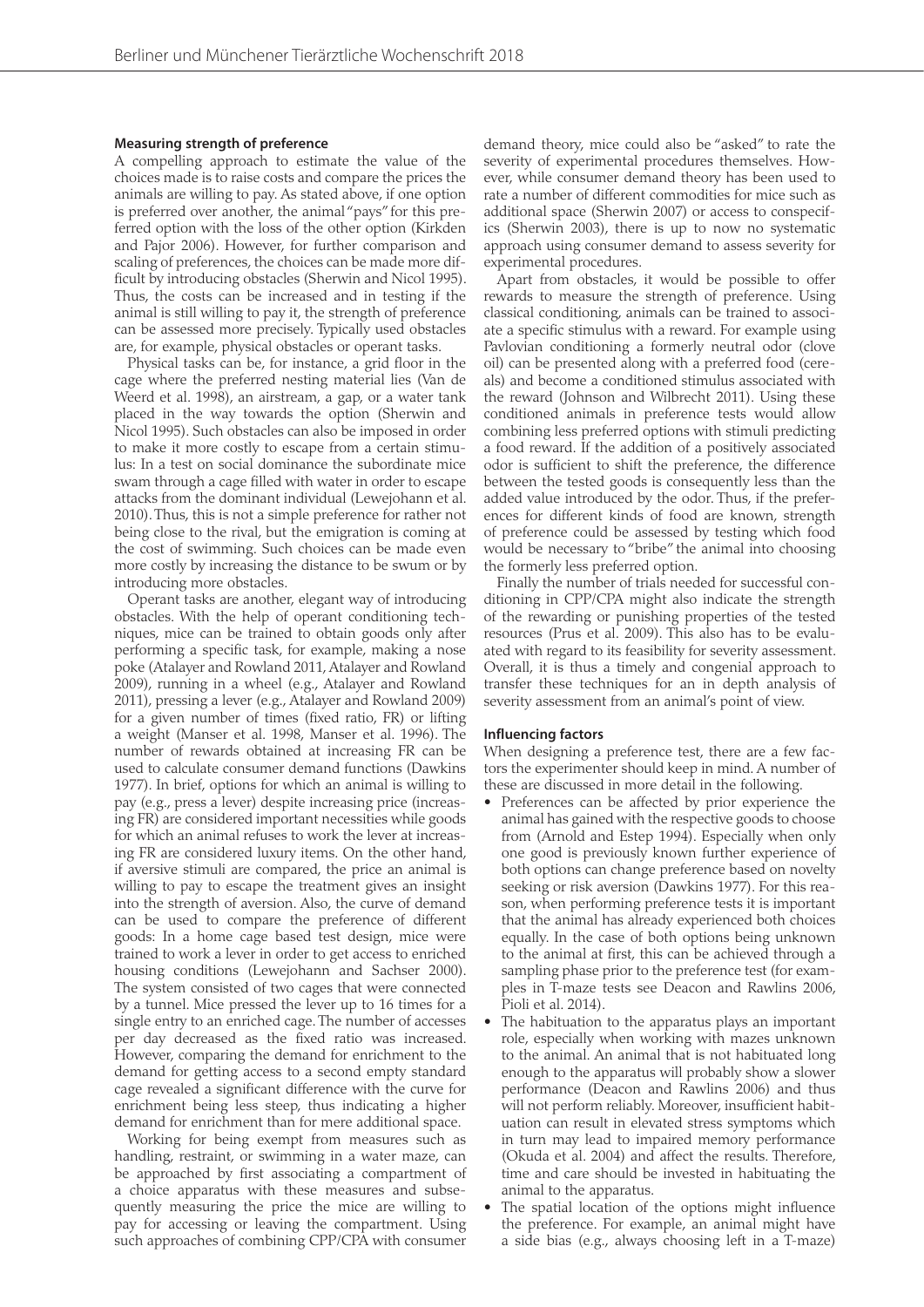#### Measuring strength of preference

A compelling approach to estimate the value of the choices made is to raise costs and compare the prices the animals are willing to pay. As stated above, if one option is preferred over another, the animal "pays" for this preferred option with the loss of the other option (Kirkden and Pajor 2006). However, for further comparison and scaling of preferences, the choices can be made more difficult by introducing obstacles (Sherwin and Nicol 1995). Thus, the costs can be increased and in testing if the animal is still willing to pay it, the strength of preference can be assessed more precisely. Typically used obstacles are, for example, physical obstacles or operant tasks.

Physical tasks can be, for instance, a grid floor in the cage where the preferred nesting material lies (Van de Weerd et al. 1998), an airstream, a gap, or a water tank placed in the way towards the option (Sherwin and Nicol 1995). Such obstacles can also be imposed in order to make it more costly to escape from a certain stimulus: In a test on social dominance the subordinate mice swam through a cage filled with water in order to escape attacks from the dominant individual (Lewejohann et al. 2010). Thus, this is not a simple preference for rather not being close to the rival, but the emigration is coming at the cost of swimming. Such choices can be made even more costly by increasing the distance to be swum or by introducing more obstacles.

Operant tasks are another, elegant way of introducing obstacles. With the help of operant conditioning techniques, mice can be trained to obtain goods only after performing a specific task, for example, making a nose poke (Atalayer and Rowland 2011, Atalayer and Rowland 2009), running in a wheel (e.g., Atalayer and Rowland 2011), pressing a lever (e.g., Atalayer and Rowland 2009) for a given number of times (fixed ratio, FR) or lifting a weight (Manser et al. 1998, Manser et al. 1996). The number of rewards obtained at increasing FR can be used to calculate consumer demand functions (Dawkins 1977). In brief, options for which an animal is willing to pay (e.g., press a lever) despite increasing price (increasing FR) are considered important necessities while goods for which an animal refuses to work the lever at increasing FR are considered luxury items. On the other hand, if aversive stimuli are compared, the price an animal is willing to pay to escape the treatment gives an insight into the strength of aversion. Also, the curve of demand can be used to compare the preference of different goods: In a home cage based test design, mice were trained to work a lever in order to get access to enriched housing conditions (Lewejohann and Sachser 2000). The system consisted of two cages that were connected by a tunnel. Mice pressed the lever up to 16 times for a single entry to an enriched cage. The number of accesses per day decreased as the fixed ratio was increased. However, comparing the demand for enrichment to the demand for getting access to a second empty standard cage revealed a significant difference with the curve for enrichment being less steep, thus indicating a higher demand for enrichment than for mere additional space.

Working for being exempt from measures such as handling, restraint, or swimming in a water maze, can be approached by first associating a compartment of a choice apparatus with these measures and subsequently measuring the price the mice are willing to pay for accessing or leaving the compartment. Using such approaches of combining CPP/CPA with consumer demand theory, mice could also be "asked" to rate the severity of experimental procedures themselves. However, while consumer demand theory has been used to rate a number of different commodities for mice such as additional space (Sherwin 2007) or access to conspecifics (Sherwin 2003), there is up to now no systematic approach using consumer demand to assess severity for experimental procedures.

Apart from obstacles, it would be possible to offer rewards to measure the strength of preference. Using classical conditioning, animals can be trained to associate a specific stimulus with a reward. For example using Pavlovian conditioning a formerly neutral odor (clove oil) can be presented along with a preferred food (cereals) and become a conditioned stimulus associated with the reward (Johnson and Wilbrecht 2011). Using these conditioned animals in preference tests would allow combining less preferred options with stimuli predicting a food reward. If the addition of a positively associated odor is sufficient to shift the preference, the difference between the tested goods is consequently less than the added value introduced by the odor. Thus, if the preferences for different kinds of food are known, strength of preference could be assessed by testing which food would be necessary to "bribe" the animal into choosing the formerly less preferred option.

Finally the number of trials needed for successful conditioning in CPP/CPA might also indicate the strength of the rewarding or punishing properties of the tested resources (Prus et al. 2009). This also has to be evaluated with regard to its feasibility for severity assessment. Overall, it is thus a timely and congenial approach to transfer these techniques for an in depth analysis of severity assessment from an animal's point of view.

#### Influencing factors

When designing a preference test, there are a few factors the experimenter should keep in mind. A number of these are discussed in more detail in the following.

- Preferences can be affected by prior experience the animal has gained with the respective goods to choose from (Arnold and Estep 1994). Especially when only one good is previously known further experience of both options can change preference based on novelty seeking or risk aversion (Dawkins 1977). For this reason, when performing preference tests it is important that the animal has already experienced both choices equally. In the case of both options being unknown to the animal at first, this can be achieved through a sampling phase prior to the preference test (for examples in T-maze tests see Deacon and Rawlins 2006, Pioli et al. 2014).
- The habituation to the apparatus plays an important role, especially when working with mazes unknown to the animal. An animal that is not habituated long enough to the apparatus will probably show a slower performance (Deacon and Rawlins 2006) and thus will not perform reliably. Moreover, insufficient habituation can result in elevated stress symptoms which in turn may lead to impaired memory performance (Okuda et al. 2004) and affect the results. Therefore, time and care should be invested in habituating the animal to the apparatus.
- The spatial location of the options might influence the preference. For example, an animal might have a side bias (e.g., always choosing left in a T-maze)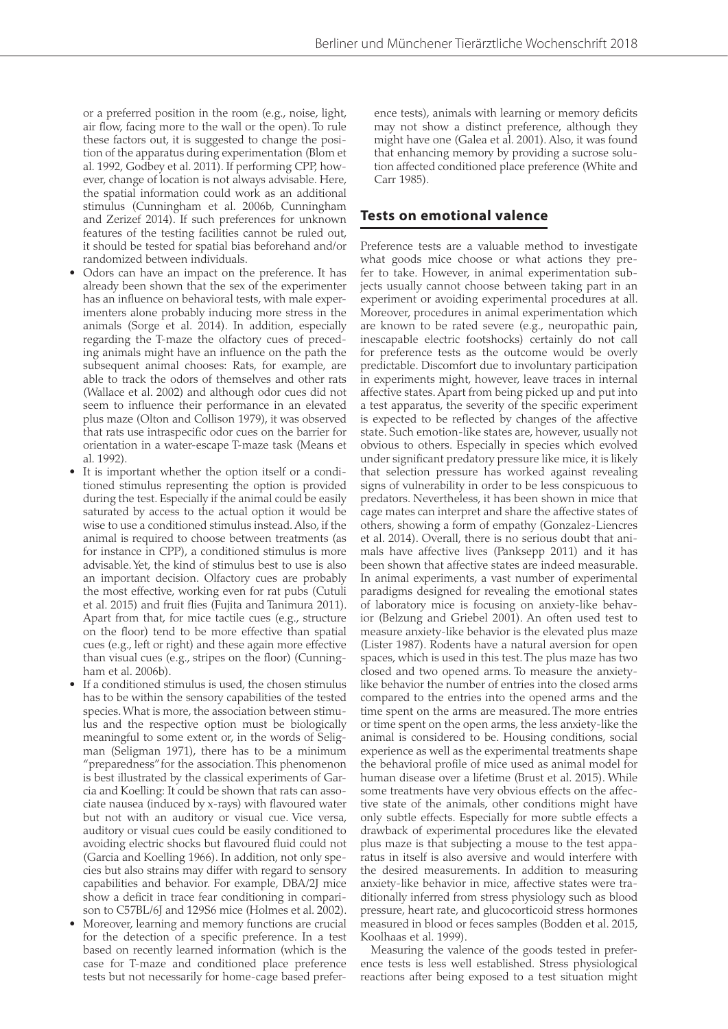or a preferred position in the room (e.g., noise, light, air flow, facing more to the wall or the open). To rule these factors out, it is suggested to change the position of the apparatus during experimentation (Blom et al. 1992, Godbey et al. 2011). If performing CPP, however, change of location is not always advisable. Here, the spatial information could work as an additional stimulus (Cunningham et al. 2006b, Cunningham and Zerizef 2014). If such preferences for unknown features of the testing facilities cannot be ruled out, it should be tested for spatial bias beforehand and/or randomized between individuals.

- Odors can have an impact on the preference. It has already been shown that the sex of the experimenter has an influence on behavioral tests, with male experimenters alone probably inducing more stress in the animals (Sorge et al. 2014). In addition, especially regarding the T-maze the olfactory cues of preceding animals might have an influence on the path the subsequent animal chooses: Rats, for example, are able to track the odors of themselves and other rats (Wallace et al. 2002) and although odor cues did not seem to influence their performance in an elevated plus maze (Olton and Collison 1979), it was observed that rats use intraspecific odor cues on the barrier for orientation in a water-escape T-maze task (Means et al. 1992).
- It is important whether the option itself or a conditioned stimulus representing the option is provided during the test. Especially if the animal could be easily saturated by access to the actual option it would be wise to use a conditioned stimulus instead. Also, if the animal is required to choose between treatments (as for instance in CPP), a conditioned stimulus is more advisable. Yet, the kind of stimulus best to use is also an important decision. Olfactory cues are probably the most effective, working even for rat pubs (Cutuli et al. 2015) and fruit flies (Fujita and Tanimura 2011). Apart from that, for mice tactile cues (e.g., structure on the floor) tend to be more effective than spatial cues (e.g., left or right) and these again more effective than visual cues (e.g., stripes on the floor) (Cunningham et al. 2006b).
- If a conditioned stimulus is used, the chosen stimulus has to be within the sensory capabilities of the tested species. What is more, the association between stimulus and the respective option must be biologically meaningful to some extent or, in the words of Seligman (Seligman 1971), there has to be a minimum "preparedness" for the association. This phenomenon is best illustrated by the classical experiments of Garcia and Koelling: It could be shown that rats can associate nausea (induced by x-rays) with flavoured water but not with an auditory or visual cue. Vice versa, auditory or visual cues could be easily conditioned to avoiding electric shocks but flavoured fluid could not (Garcia and Koelling 1966). In addition, not only species but also strains may differ with regard to sensory capabilities and behavior. For example, DBA/2J mice show a deficit in trace fear conditioning in comparison to C57BL/6J and 129S6 mice (Holmes et al. 2002).
- Moreover, learning and memory functions are crucial for the detection of a specific preference. In a test based on recently learned information (which is the case for T-maze and conditioned place preference tests but not necessarily for home-cage based preference tests), animals with learning or memory deficits may not show a distinct preference, although they might have one (Galea et al. 2001). Also, it was found that enhancing memory by providing a sucrose solution affected conditioned place preference (White and Carr 1985).

## Tests on emotional valence

Preference tests are a valuable method to investigate what goods mice choose or what actions they prefer to take. However, in animal experimentation subjects usually cannot choose between taking part in an experiment or avoiding experimental procedures at all. Moreover, procedures in animal experimentation which are known to be rated severe (e.g., neuropathic pain, inescapable electric footshocks) certainly do not call for preference tests as the outcome would be overly predictable. Discomfort due to involuntary participation in experiments might, however, leave traces in internal affective states. Apart from being picked up and put into a test apparatus, the severity of the specific experiment is expected to be reflected by changes of the affective state. Such emotion-like states are, however, usually not obvious to others. Especially in species which evolved under significant predatory pressure like mice, it is likely that selection pressure has worked against revealing signs of vulnerability in order to be less conspicuous to predators. Nevertheless, it has been shown in mice that cage mates can interpret and share the affective states of others, showing a form of empathy (Gonzalez-Liencres et al. 2014). Overall, there is no serious doubt that animals have affective lives (Panksepp 2011) and it has been shown that affective states are indeed measurable. In animal experiments, a vast number of experimental paradigms designed for revealing the emotional states of laboratory mice is focusing on anxiety-like behavior (Belzung and Griebel 2001). An often used test to measure anxiety-like behavior is the elevated plus maze (Lister 1987). Rodents have a natural aversion for open spaces, which is used in this test. The plus maze has two closed and two opened arms. To measure the anxiety-like behavior the number of entries into the closed arms compared to the entries into the opened arms and the time spent on the arms are measured. The more entries or time spent on the open arms, the less anxiety-like the animal is considered to be. Housing conditions, social experience as well as the experimental treatments shape the behavioral profile of mice used as animal model for human disease over a lifetime (Brust et al. 2015). While some treatments have very obvious effects on the affective state of the animals, other conditions might have only subtle effects. Especially for more subtle effects a drawback of experimental procedures like the elevated plus maze is that subjecting a mouse to the test apparatus in itself is also aversive and would interfere with the desired measurements. In addition to measuring anxiety-like behavior in mice, affective states were traditionally inferred from stress physiology such as blood pressure, heart rate, and glucocorticoid stress hormones measured in blood or feces samples (Bodden et al. 2015, Koolhaas et al. 1999).

Measuring the valence of the goods tested in preference tests is less well established. Stress physiological reactions after being exposed to a test situation might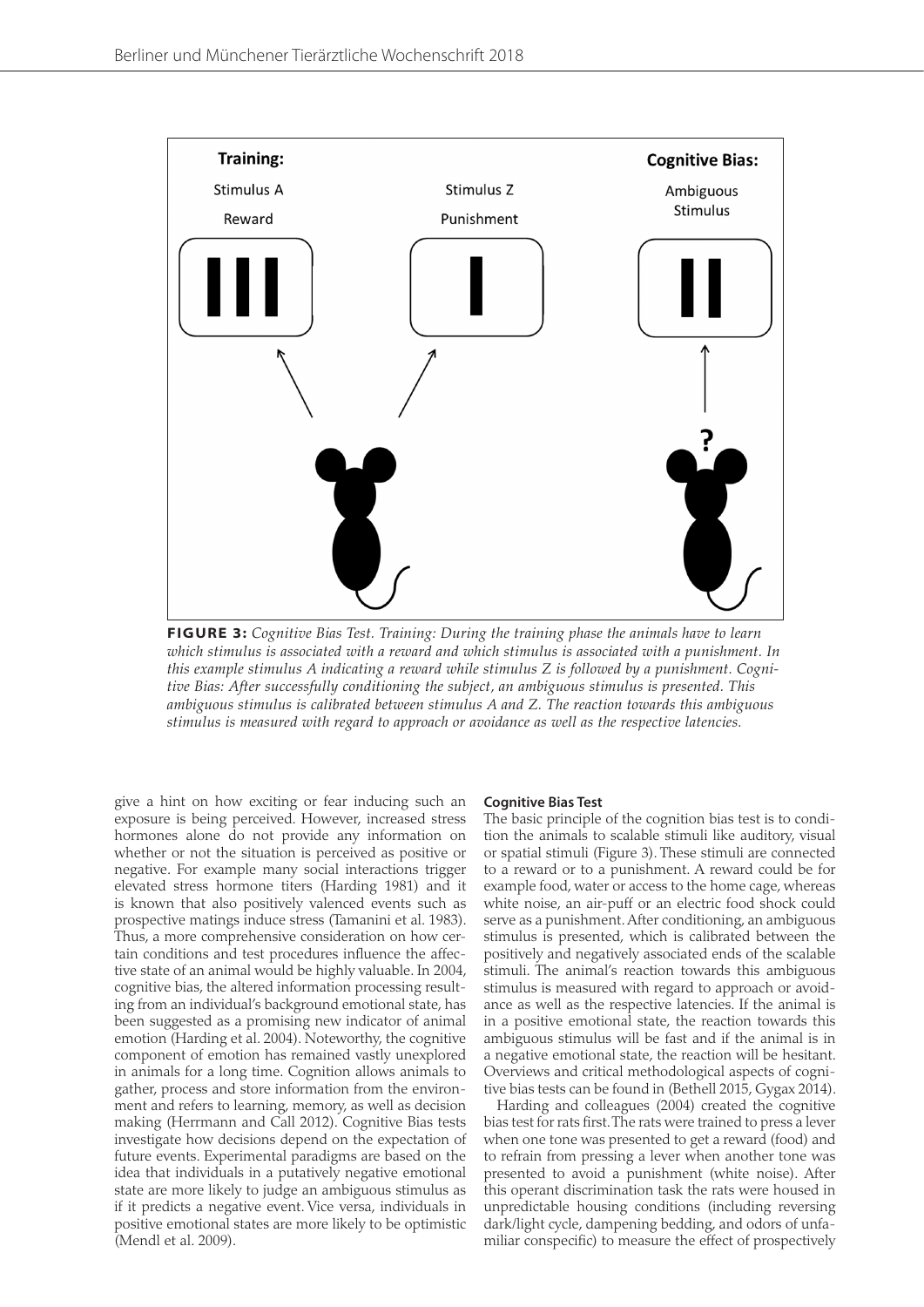**FIGURE 3:** *Cognitive Bias Test. Training: During the training phase the animals have to learn which stimulus is associated with a reward and which stimulus is associated with a punishment. In this example stimulus A indicating a reward while stimulus Z is followed by a punishment. Cognitive Bias: After successfully conditioning the subject, an ambiguous stimulus is presented. This ambiguous stimulus is calibrated between stimulus A and Z. The reaction towards this ambiguous stimulus is measured with regard to approach or avoidance as well as the respective latencies.*

give a hint on how exciting or fear inducing such an exposure is being perceived. However, increased stress hormones alone do not provide any information on whether or not the situation is perceived as positive or negative. For example many social interactions trigger elevated stress hormone titers (Harding 1981) and it is known that also positively valenced events such as prospective matings induce stress (Tamanini et al. 1983). Thus, a more comprehensive consideration on how certain conditions and test procedures influence the affective state of an animal would be highly valuable. In 2004, cognitive bias, the altered information processing resulting from an individual's background emotional state, has been suggested as a promising new indicator of animal emotion (Harding et al. 2004). Noteworthy, the cognitive component of emotion has remained vastly unexplored in animals for a long time. Cognition allows animals to gather, process and store information from the environment and refers to learning, memory, as well as decision making (Herrmann and Call 2012). Cognitive Bias tests investigate how decisions depend on the expectation of future events. Experimental paradigms are based on the idea that individuals in a putatively negative emotional state are more likely to judge an ambiguous stimulus as if it predicts a negative event. Vice versa, individuals in positive emotional states are more likely to be optimistic (Mendl et al. 2009).

#### Cognitive Bias Test

The basic principle of the cognition bias test is to condition the animals to scalable stimuli like auditory, visual or spatial stimuli (Figure 3). These stimuli are connected to a reward or to a punishment. A reward could be for example food, water or access to the home cage, whereas white noise, an air-puff or an electric food shock could serve as a punishment. After conditioning, an ambiguous stimulus is presented, which is calibrated between the positively and negatively associated ends of the scalable stimuli. The animal's reaction towards this ambiguous stimulus is measured with regard to approach or avoidance as well as the respective latencies. If the animal is in a positive emotional state, the reaction towards this ambiguous stimulus will be fast and if the animal is in a negative emotional state, the reaction will be hesitant. Overviews and critical methodological aspects of cognitive bias tests can be found in (Bethell 2015, Gygax 2014).

Harding and colleagues (2004) created the cognitive bias test for rats first. The rats were trained to press a lever when one tone was presented to get a reward (food) and to refrain from pressing a lever when another tone was presented to avoid a punishment (white noise). After this operant discrimination task the rats were housed in unpredictable housing conditions (including reversing dark/light cycle, dampening bedding, and odors of unfamiliar conspecific) to measure the effect of prospectively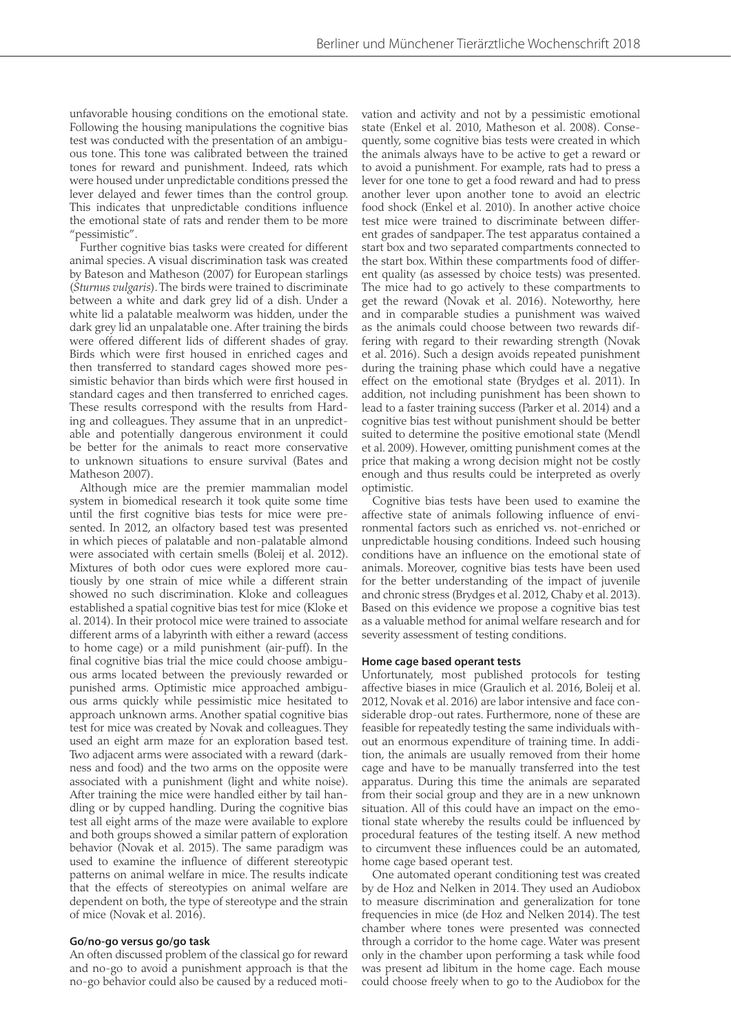unfavorable housing conditions on the emotional state. Following the housing manipulations the cognitive bias test was conducted with the presentation of an ambiguous tone. This tone was calibrated between the trained tones for reward and punishment. Indeed, rats which were housed under unpredictable conditions pressed the lever delayed and fewer times than the control group. This indicates that unpredictable conditions influence the emotional state of rats and render them to be more "pessimistic".

Further cognitive bias tasks were created for different animal species. A visual discrimination task was created by Bateson and Matheson (2007) for European starlings (*Sturnus vulgaris*). The birds were trained to discriminate between a white and dark grey lid of a dish. Under a white lid a palatable mealworm was hidden, under the dark grey lid an unpalatable one. After training the birds were offered different lids of different shades of gray. Birds which were first housed in enriched cages and then transferred to standard cages showed more pessimistic behavior than birds which were first housed in standard cages and then transferred to enriched cages. These results correspond with the results from Harding and colleagues. They assume that in an unpredictable and potentially dangerous environment it could be better for the animals to react more conservative to unknown situations to ensure survival (Bates and Matheson 2007).

Although mice are the premier mammalian model system in biomedical research it took quite some time until the first cognitive bias tests for mice were presented. In 2012, an olfactory based test was presented in which pieces of palatable and non-palatable almond were associated with certain smells (Boleij et al. 2012). Mixtures of both odor cues were explored more cautiously by one strain of mice while a different strain showed no such discrimination. Kloke and colleagues established a spatial cognitive bias test for mice (Kloke et al. 2014). In their protocol mice were trained to associate different arms of a labyrinth with either a reward (access to home cage) or a mild punishment (air-puff). In the final cognitive bias trial the mice could choose ambiguous arms located between the previously rewarded or punished arms. Optimistic mice approached ambiguous arms quickly while pessimistic mice hesitated to approach unknown arms. Another spatial cognitive bias test for mice was created by Novak and colleagues. They used an eight arm maze for an exploration based test. Two adjacent arms were associated with a reward (darkness and food) and the two arms on the opposite were associated with a punishment (light and white noise). After training the mice were handled either by tail handling or by cupped handling. During the cognitive bias test all eight arms of the maze were available to explore and both groups showed a similar pattern of exploration behavior (Novak et al. 2015). The same paradigm was used to examine the influence of different stereotypic patterns on animal welfare in mice. The results indicate that the effects of stereotypies on animal welfare are dependent on both, the type of stereotype and the strain of mice (Novak et al. 2016).

#### Go/no-go versus go/go task

An often discussed problem of the classical go for reward and no-go to avoid a punishment approach is that the no-go behavior could also be caused by a reduced motivation and activity and not by a pessimistic emotional state (Enkel et al. 2010, Matheson et al. 2008). Consequently, some cognitive bias tests were created in which the animals always have to be active to get a reward or to avoid a punishment. For example, rats had to press a lever for one tone to get a food reward and had to press another lever upon another tone to avoid an electric food shock (Enkel et al. 2010). In another active choice test mice were trained to discriminate between different grades of sandpaper. The test apparatus contained a start box and two separated compartments connected to the start box. Within these compartments food of different quality (as assessed by choice tests) was presented. The mice had to go actively to these compartments to get the reward (Novak et al. 2016). Noteworthy, here and in comparable studies a punishment was waived as the animals could choose between two rewards differing with regard to their rewarding strength (Novak et al. 2016). Such a design avoids repeated punishment during the training phase which could have a negative effect on the emotional state (Brydges et al. 2011). In addition, not including punishment has been shown to lead to a faster training success (Parker et al. 2014) and a cognitive bias test without punishment should be better suited to determine the positive emotional state (Mendl et al. 2009). However, omitting punishment comes at the price that making a wrong decision might not be costly enough and thus results could be interpreted as overly optimistic.

Cognitive bias tests have been used to examine the affective state of animals following influence of environmental factors such as enriched vs. not-enriched or unpredictable housing conditions. Indeed such housing conditions have an influence on the emotional state of animals. Moreover, cognitive bias tests have been used for the better understanding of the impact of juvenile and chronic stress (Brydges et al. 2012, Chaby et al. 2013). Based on this evidence we propose a cognitive bias test as a valuable method for animal welfare research and for severity assessment of testing conditions.

#### Home cage based operant tests

Unfortunately, most published protocols for testing affective biases in mice (Graulich et al. 2016, Boleij et al. 2012, Novak et al. 2016) are labor intensive and face considerable drop-out rates. Furthermore, none of these are feasible for repeatedly testing the same individuals without an enormous expenditure of training time. In addition, the animals are usually removed from their home cage and have to be manually transferred into the test apparatus. During this time the animals are separated from their social group and they are in a new unknown situation. All of this could have an impact on the emotional state whereby the results could be influenced by procedural features of the testing itself. A new method to circumvent these influences could be an automated, home cage based operant test.

One automated operant conditioning test was created by de Hoz and Nelken in 2014. They used an Audiobox to measure discrimination and generalization for tone frequencies in mice (de Hoz and Nelken 2014). The test chamber where tones were presented was connected through a corridor to the home cage. Water was present only in the chamber upon performing a task while food was present ad libitum in the home cage. Each mouse could choose freely when to go to the Audiobox for the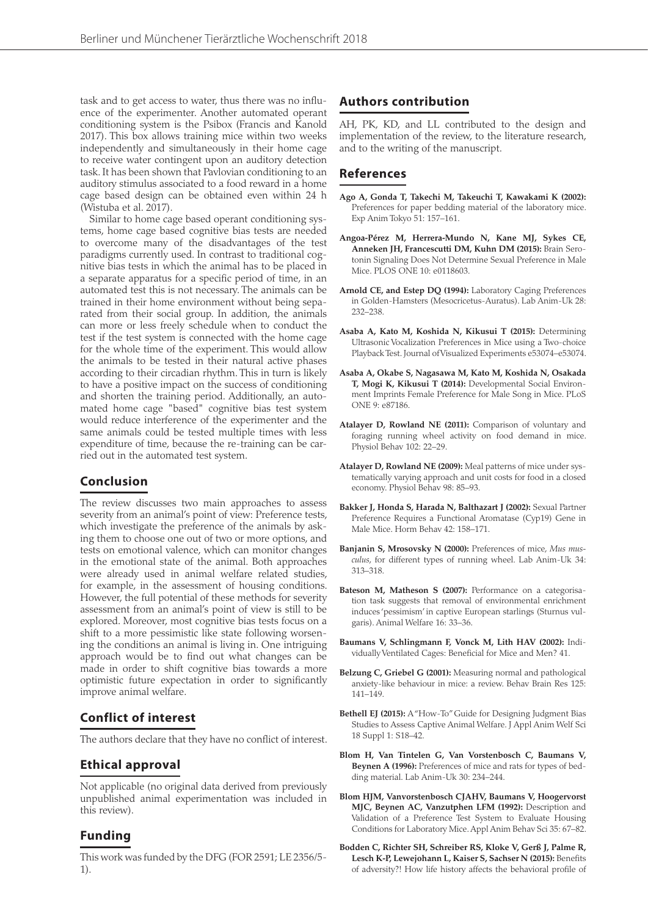task and to get access to water, thus there was no influence of the experimenter. Another automated operant conditioning system is the Psibox (Francis and Kanold 2017). This box allows training mice within two weeks independently and simultaneously in their home cage to receive water contingent upon an auditory detection task. It has been shown that Pavlovian conditioning to an auditory stimulus associated to a food reward in a home cage based design can be obtained even within 24 h (Wistuba et al. 2017).

Similar to home cage based operant conditioning systems, home cage based cognitive bias tests are needed to overcome many of the disadvantages of the test paradigms currently used. In contrast to traditional cognitive bias tests in which the animal has to be placed in a separate apparatus for a specific period of time, in an automated test this is not necessary. The animals can be trained in their home environment without being separated from their social group. In addition, the animals can more or less freely schedule when to conduct the test if the test system is connected with the home cage for the whole time of the experiment. This would allow the animals to be tested in their natural active phases according to their circadian rhythm. This in turn is likely to have a positive impact on the success of conditioning and shorten the training period. Additionally, an automated home cage "based" cognitive bias test system would reduce interference of the experimenter and the same animals could be tested multiple times with less expenditure of time, because the re-training can be carried out in the automated test system.

## Conclusion

The review discusses two main approaches to assess severity from an animal's point of view: Preference tests, which investigate the preference of the animals by asking them to choose one out of two or more options, and tests on emotional valence, which can monitor changes in the emotional state of the animal. Both approaches were already used in animal welfare related studies, for example, in the assessment of housing conditions. However, the full potential of these methods for severity assessment from an animal's point of view is still to be explored. Moreover, most cognitive bias tests focus on a shift to a more pessimistic like state following worsening the conditions an animal is living in. One intriguing approach would be to find out what changes can be made in order to shift cognitive bias towards a more optimistic future expectation in order to significantly improve animal welfare.

## Conflict of interest

The authors declare that they have no conflict of interest.

## Ethical approval

Not applicable (no original data derived from previously unpublished animal experimentation was included in this review).

## Funding

This work was funded by the DFG (FOR 2591; LE 2356/5-1).

## Authors contribution

AH, PK, KD, and LL contributed to the design and implementation of the review, to the literature research, and to the writing of the manuscript.

## References

**Ago A, Gonda T, Takechi M, Takeuchi T, Kawakami K (2002):** Preferences for paper bedding material of the laboratory mice. Exp Anim Tokyo 51: 157–161.

**Angoa-Pérez M, Herrera-Mundo N, Kane MJ, Sykes CE, Anneken JH, Francescutti DM, Kuhn DM (2015):** Brain Serotonin Signaling Does Not Determine Sexual Preference in Male Mice. PLOS ONE 10: e0118603.

**Arnold CE, and Estep DQ (1994):** Laboratory Caging Preferences in Golden-Hamsters (Mesocricetus-Auratus). Lab Anim-Uk 28: 232–238.

**Asaba A, Kato M, Koshida N, Kikusui T (2015):** Determining Ultrasonic Vocalization Preferences in Mice using a Two-choice Playback Test. Journal of Visualized Experiments e53074–e53074.

**Asaba A, Okabe S, Nagasawa M, Kato M, Koshida N, Osakada T, Mogi K, Kikusui T (2014):** Developmental Social Environment Imprints Female Preference for Male Song in Mice. PLoS ONE 9: e87186.

**Atalayer D, Rowland NE (2011):** Comparison of voluntary and foraging running wheel activity on food demand in mice. Physiol Behav 102: 22–29.

**Atalayer D, Rowland NE (2009):** Meal patterns of mice under systematically varying approach and unit costs for food in a closed economy. Physiol Behav 98: 85–93.

**Bakker J, Honda S, Harada N, Balthazart J (2002):** Sexual Partner Preference Requires a Functional Aromatase (Cyp19) Gene in Male Mice. Horm Behav 42: 158–171.

**Banjanin S, Mrosovsky N (2000):** Preferences of mice, *Mus musculus*, for different types of running wheel. Lab Anim-Uk 34: 313–318.

**Bateson M, Matheson S (2007):** Performance on a categorisation task suggests that removal of environmental enrichment induces 'pessimism' in captive European starlings (Sturnus vulgaris). Animal Welfare 16: 33–36.

**Baumans V, Schlingmann F, Vonck M, Lith HAV (2002):** Individually Ventilated Cages: Beneficial for Mice and Men? 41.

**Belzung C, Griebel G (2001):** Measuring normal and pathological anxiety-like behaviour in mice: a review. Behav Brain Res 125: 141–149.

**Bethell EJ (2015):** A "How-To" Guide for Designing Judgment Bias Studies to Assess Captive Animal Welfare. J Appl Anim Welf Sci 18 Suppl 1: S18–42.

**Blom H, Van Tintelen G, Van Vorstenbosch C, Baumans V, Beynen A (1996):** Preferences of mice and rats for types of bedding material. Lab Anim-Uk 30: 234–244.

**Blom HJM, Vanvorstenbosch CJAHV, Baumans V, Hoogervorst MJC, Beynen AC, Vanzutphen LFM (1992):** Description and Validation of a Preference Test System to Evaluate Housing Conditions for Laboratory Mice. Appl Anim Behav Sci 35: 67–82.

**Bodden C, Richter SH, Schreiber RS, Kloke V, Gerß J, Palme R, Lesch K-P, Lewejohann L, Kaiser S, Sachser N (2015):** Benefits of adversity?! How life history affects the behavioral profile of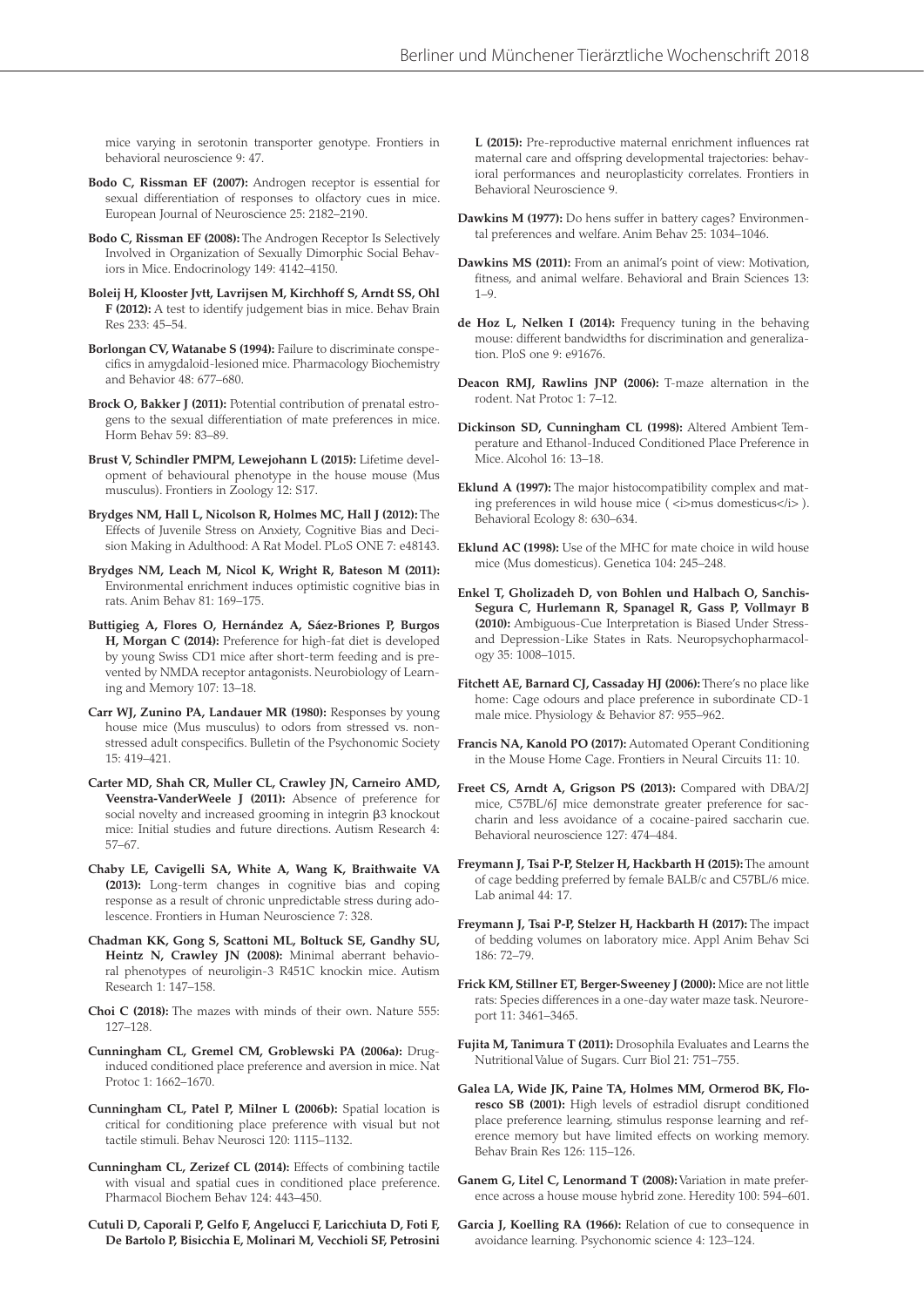mice varying in serotonin transporter genotype. Frontiers in behavioral neuroscience 9: 47.

**Bodo C, Rissman EF (2007):** Androgen receptor is essential for sexual differentiation of responses to olfactory cues in mice. European Journal of Neuroscience 25: 2182–2190.

**Bodo C, Rissman EF (2008):** The Androgen Receptor Is Selectively Involved in Organization of Sexually Dimorphic Social Behaviors in Mice. Endocrinology 149: 4142–4150.

**Boleij H, Klooster Jvtt, Lavrijsen M, Kirchhoff S, Arndt SS, Ohl F (2012):** A test to identify judgement bias in mice. Behav Brain Res 233: 45–54.

**Borlongan CV, Watanabe S (1994):** Failure to discriminate conspecifics in amygdaloid-lesioned mice. Pharmacology Biochemistry and Behavior 48: 677–680.

**Brock O, Bakker J (2011):** Potential contribution of prenatal estrogens to the sexual differentiation of mate preferences in mice. Horm Behav 59: 83–89.

**Brust V, Schindler PMPM, Lewejohann L (2015):** Lifetime development of behavioural phenotype in the house mouse (Mus musculus). Frontiers in Zoology 12: S17.

**Brydges NM, Hall L, Nicolson R, Holmes MC, Hall J (2012):** The Effects of Juvenile Stress on Anxiety, Cognitive Bias and Decision Making in Adulthood: A Rat Model. PLoS ONE 7: e48143.

**Brydges NM, Leach M, Nicol K, Wright R, Bateson M (2011):** Environmental enrichment induces optimistic cognitive bias in rats. Anim Behav 81: 169–175.

**Buttigieg A, Flores O, Hernández A, Sáez-Briones P, Burgos H, Morgan C (2014):** Preference for high-fat diet is developed by young Swiss CD1 mice after short-term feeding and is prevented by NMDA receptor antagonists. Neurobiology of Learning and Memory 107: 13–18.

**Carr WJ, Zunino PA, Landauer MR (1980):** Responses by young house mice (Mus musculus) to odors from stressed vs. nonstressed adult conspecifics. Bulletin of the Psychonomic Society 15: 419–421.

**Carter MD, Shah CR, Muller CL, Crawley JN, Carneiro AMD, Veenstra-VanderWeele J (2011):** Absence of preference for social novelty and increased grooming in integrin β3 knockout mice: Initial studies and future directions. Autism Research 4: 57–67.

**Chaby LE, Cavigelli SA, White A, Wang K, Braithwaite VA (2013):** Long-term changes in cognitive bias and coping response as a result of chronic unpredictable stress during adolescence. Frontiers in Human Neuroscience 7: 328.

**Chadman KK, Gong S, Scattoni ML, Boltuck SE, Gandhy SU, Heintz N, Crawley JN (2008):** Minimal aberrant behavioral phenotypes of neuroligin-3 R451C knockin mice. Autism Research 1: 147–158.

**Choi C (2018):** The mazes with minds of their own. Nature 555: 127–128.

**Cunningham CL, Gremel CM, Groblewski PA (2006a):** Drug-induced conditioned place preference and aversion in mice. Nat Protoc 1: 1662–1670.

**Cunningham CL, Patel P, Milner L (2006b):** Spatial location is critical for conditioning place preference with visual but not tactile stimuli. Behav Neurosci 120: 1115–1132.

**Cunningham CL, Zerizef CL (2014):** Effects of combining tactile with visual and spatial cues in conditioned place preference. Pharmacol Biochem Behav 124: 443–450.

**Cutuli D, Caporali P, Gelfo F, Angelucci F, Laricchiuta D, Foti F, De Bartolo P, Bisicchia E, Molinari M, Vecchioli SF, Petrosini L (2015):** Pre-reproductive maternal enrichment influences rat maternal care and offspring developmental trajectories: behavioral performances and neuroplasticity correlates. Frontiers in Behavioral Neuroscience 9.

**Dawkins M (1977):** Do hens suffer in battery cages? Environmental preferences and welfare. Anim Behav 25: 1034–1046.

**Dawkins MS (2011):** From an animal's point of view: Motivation, fitness, and animal welfare. Behavioral and Brain Sciences 13: 1–9.

**de Hoz L, Nelken I (2014):** Frequency tuning in the behaving mouse: different bandwidths for discrimination and generalization. PloS one 9: e91676.

**Deacon RMJ, Rawlins JNP (2006):** T-maze alternation in the rodent. Nat Protoc 1: 7–12.

**Dickinson SD, Cunningham CL (1998):** Altered Ambient Temperature and Ethanol-Induced Conditioned Place Preference in Mice. Alcohol 16: 13–18.

**Eklund A (1997):** The major histocompatibility complex and mating preferences in wild house mice ( <i>mus domesticus</i> ). Behavioral Ecology 8: 630–634.

**Eklund AC (1998):** Use of the MHC for mate choice in wild house mice (Mus domesticus). Genetica 104: 245–248.

**Enkel T, Gholizadeh D, von Bohlen und Halbach O, Sanchis-Segura C, Hurlemann R, Spanagel R, Gass P, Vollmayr B (2010):** Ambiguous-Cue Interpretation is Biased Under Stress- and Depression-Like States in Rats. Neuropsychopharmacology 35: 1008–1015.

**Fitchett AE, Barnard CJ, Cassaday HJ (2006):** There's no place like home: Cage odours and place preference in subordinate CD-1 male mice. Physiology & Behavior 87: 955–962.

**Francis NA, Kanold PO (2017):** Automated Operant Conditioning in the Mouse Home Cage. Frontiers in Neural Circuits 11: 10.

**Freet CS, Arndt A, Grigson PS (2013):** Compared with DBA/2J mice, C57BL/6J mice demonstrate greater preference for saccharin and less avoidance of a cocaine-paired saccharin cue. Behavioral neuroscience 127: 474–484.

**Freymann J, Tsai P-P, Stelzer H, Hackbarth H (2015):** The amount of cage bedding preferred by female BALB/c and C57BL/6 mice. Lab animal 44: 17.

**Freymann J, Tsai P-P, Stelzer H, Hackbarth H (2017):** The impact of bedding volumes on laboratory mice. Appl Anim Behav Sci 186: 72–79.

**Frick KM, Stillner ET, Berger-Sweeney J (2000):** Mice are not little rats: Species differences in a one-day water maze task. Neuroreport 11: 3461–3465.

**Fujita M, Tanimura T (2011):** Drosophila Evaluates and Learns the Nutritional Value of Sugars. Curr Biol 21: 751–755.

**Galea LA, Wide JK, Paine TA, Holmes MM, Ormerod BK, Floresco SB (2001):** High levels of estradiol disrupt conditioned place preference learning, stimulus response learning and reference memory but have limited effects on working memory. Behav Brain Res 126: 115–126.

**Ganem G, Litel C, Lenormand T (2008):** Variation in mate preference across a house mouse hybrid zone. Heredity 100: 594–601.

**Garcia J, Koelling RA (1966):** Relation of cue to consequence in avoidance learning. Psychonomic science 4: 123–124.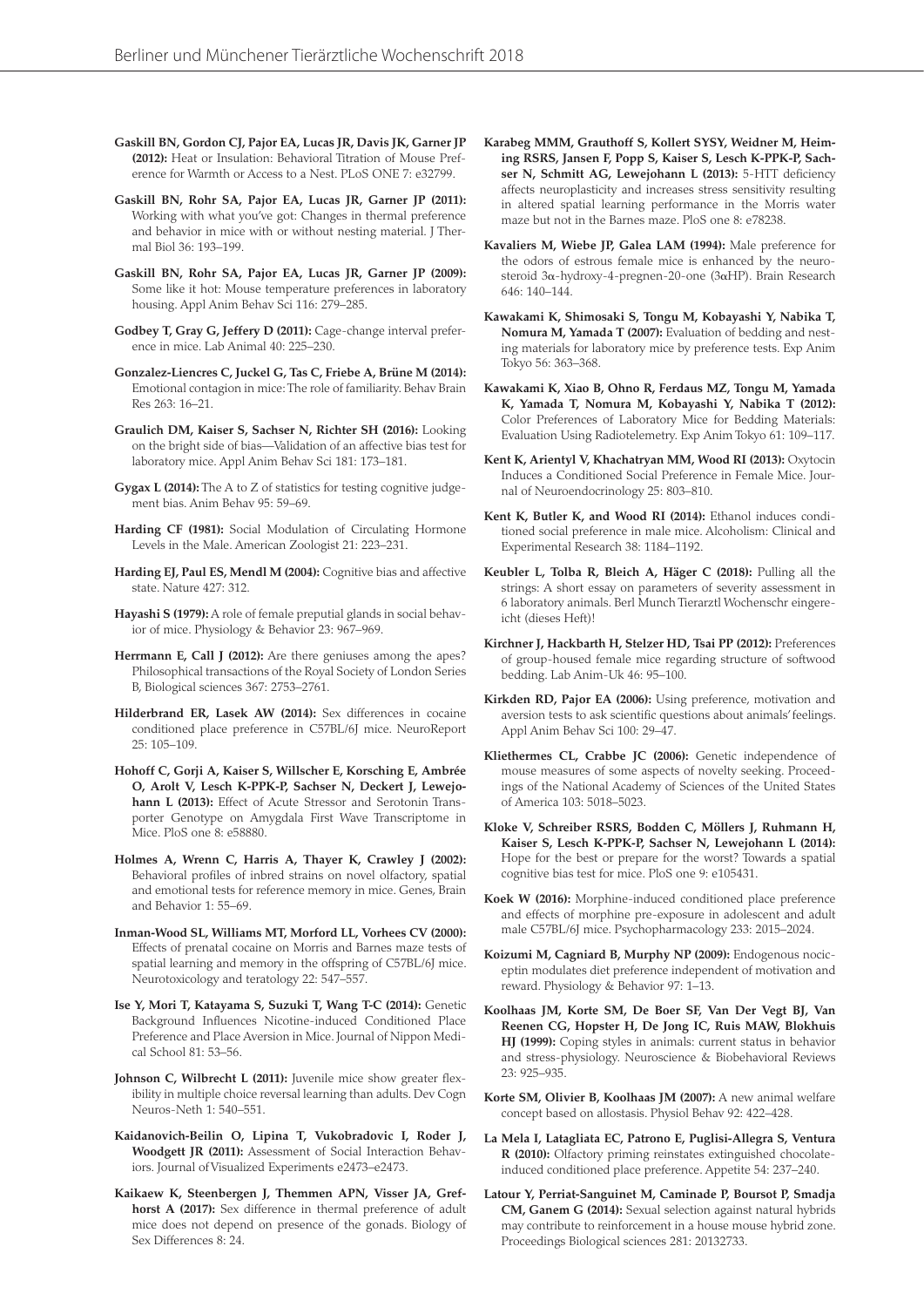**Gaskill BN, Gordon CJ, Pajor EA, Lucas JR, Davis JK, Garner JP (2012):** Heat or Insulation: Behavioral Titration of Mouse Preference for Warmth or Access to a Nest. PLoS ONE 7: e32799.

**Gaskill BN, Rohr SA, Pajor EA, Lucas JR, Garner JP (2011):** Working with what you've got: Changes in thermal preference and behavior in mice with or without nesting material. J Thermal Biol 36: 193–199.

**Gaskill BN, Rohr SA, Pajor EA, Lucas JR, Garner JP (2009):** Some like it hot: Mouse temperature preferences in laboratory housing. Appl Anim Behav Sci 116: 279–285.

**Godbey T, Gray G, Jeffery D (2011):** Cage-change interval preference in mice. Lab Animal 40: 225–230.

**Gonzalez-Liencres C, Juckel G, Tas C, Friebe A, Brüne M (2014):** Emotional contagion in mice: The role of familiarity. Behav Brain Res 263: 16–21.

**Graulich DM, Kaiser S, Sachser N, Richter SH (2016):** Looking on the bright side of bias—Validation of an affective bias test for laboratory mice. Appl Anim Behav Sci 181: 173–181.

**Gygax L (2014):** The A to Z of statistics for testing cognitive judgement bias. Anim Behav 95: 59–69.

**Harding CF (1981):** Social Modulation of Circulating Hormone Levels in the Male. American Zoologist 21: 223–231.

**Harding EJ, Paul ES, Mendl M (2004):** Cognitive bias and affective state. Nature 427: 312.

**Hayashi S (1979):** A role of female preputial glands in social behavior of mice. Physiology & Behavior 23: 967–969.

**Herrmann E, Call J (2012):** Are there geniuses among the apes? Philosophical transactions of the Royal Society of London Series B, Biological sciences 367: 2753–2761.

**Hilderbrand ER, Lasek AW (2014):** Sex differences in cocaine conditioned place preference in C57BL/6J mice. NeuroReport 25: 105–109.

**Hohoff C, Gorji A, Kaiser S, Willscher E, Korsching E, Ambrée O, Arolt V, Lesch K-PPK-P, Sachser N, Deckert J, Lewejohann L (2013):** Effect of Acute Stressor and Serotonin Transporter Genotype on Amygdala First Wave Transcriptome in Mice. PloS one 8: e58880.

**Holmes A, Wrenn C, Harris A, Thayer K, Crawley J (2002):** Behavioral profiles of inbred strains on novel olfactory, spatial and emotional tests for reference memory in mice. Genes, Brain and Behavior 1: 55–69.

**Inman-Wood SL, Williams MT, Morford LL, Vorhees CV (2000):** Effects of prenatal cocaine on Morris and Barnes maze tests of spatial learning and memory in the offspring of C57BL/6J mice. Neurotoxicology and teratology 22: 547–557.

**Ise Y, Mori T, Katayama S, Suzuki T, Wang T-C (2014):** Genetic Background Influences Nicotine-induced Conditioned Place Preference and Place Aversion in Mice. Journal of Nippon Medical School 81: 53–56.

**Johnson C, Wilbrecht L (2011):** Juvenile mice show greater flexibility in multiple choice reversal learning than adults. Dev Cogn Neuros-Neth 1: 540–551.

**Kaidanovich-Beilin O, Lipina T, Vukobradovic I, Roder J, Woodgett JR (2011):** Assessment of Social Interaction Behaviors. Journal of Visualized Experiments e2473–e2473.

**Kaikaew K, Steenbergen J, Themmen APN, Visser JA, Grefhorst A (2017):** Sex difference in thermal preference of adult mice does not depend on presence of the gonads. Biology of Sex Differences 8: 24.

**Karabeg MMM, Grauthoff S, Kollert SYSY, Weidner M, Heiming RSRS, Jansen F, Popp S, Kaiser S, Lesch K-PPK-P, Sachser N, Schmitt AG, Lewejohann L (2013):** 5-HTT deficiency affects neuroplasticity and increases stress sensitivity resulting in altered spatial learning performance in the Morris water maze but not in the Barnes maze. PloS one 8: e78238.

**Kavaliers M, Wiebe JP, Galea LAM (1994):** Male preference for the odors of estrous female mice is enhanced by the neurosteroid 3α-hydroxy-4-pregnen-20-one (3αHP). Brain Research 646: 140–144.

**Kawakami K, Shimosaki S, Tongu M, Kobayashi Y, Nabika T, Nomura M, Yamada T (2007):** Evaluation of bedding and nesting materials for laboratory mice by preference tests. Exp Anim Tokyo 56: 363–368.

**Kawakami K, Xiao B, Ohno R, Ferdaus MZ, Tongu M, Yamada K, Yamada T, Nomura M, Kobayashi Y, Nabika T (2012):** Color Preferences of Laboratory Mice for Bedding Materials: Evaluation Using Radiotelemetry. Exp Anim Tokyo 61: 109–117.

**Kent K, Arientyl V, Khachatryan MM, Wood RI (2013):** Oxytocin Induces a Conditioned Social Preference in Female Mice. Journal of Neuroendocrinology 25: 803–810.

**Kent K, Butler K, and Wood RI (2014):** Ethanol induces conditioned social preference in male mice. Alcoholism: Clinical and Experimental Research 38: 1184–1192.

**Keubler L, Tolba R, Bleich A, Häger C (2018):** Pulling all the strings: A short essay on parameters of severity assessment in 6 laboratory animals. Berl Munch Tierarztl Wochenschr eingereicht (dieses Heft)!

**Kirchner J, Hackbarth H, Stelzer HD, Tsai PP (2012):** Preferences of group-housed female mice regarding structure of softwood bedding. Lab Anim-Uk 46: 95–100.

**Kirkden RD, Pajor EA (2006):** Using preference, motivation and aversion tests to ask scientific questions about animals' feelings. Appl Anim Behav Sci 100: 29–47.

**Kliethermes CL, Crabbe JC (2006):** Genetic independence of mouse measures of some aspects of novelty seeking. Proceedings of the National Academy of Sciences of the United States of America 103: 5018–5023.

**Kloke V, Schreiber RSRS, Bodden C, Möllers J, Ruhmann H, Kaiser S, Lesch K-PPK-P, Sachser N, Lewejohann L (2014):** Hope for the best or prepare for the worst? Towards a spatial cognitive bias test for mice. PloS one 9: e105431.

**Koek W (2016):** Morphine-induced conditioned place preference and effects of morphine pre-exposure in adolescent and adult male C57BL/6J mice. Psychopharmacology 233: 2015–2024.

**Koizumi M, Cagniard B, Murphy NP (2009):** Endogenous nociceptin modulates diet preference independent of motivation and reward. Physiology & Behavior 97: 1–13.

**Koolhaas JM, Korte SM, De Boer SF, Van Der Vegt BJ, Van Reenen CG, Hopster H, De Jong IC, Ruis MAW, Blokhuis HJ (1999):** Coping styles in animals: current status in behavior and stress-physiology. Neuroscience & Biobehavioral Reviews 23: 925–935.

**Korte SM, Olivier B, Koolhaas JM (2007):** A new animal welfare concept based on allostasis. Physiol Behav 92: 422–428.

**La Mela I, Latagliata EC, Patrono E, Puglisi-Allegra S, Ventura R (2010):** Olfactory priming reinstates extinguished chocolate-induced conditioned place preference. Appetite 54: 237–240.

**Latour Y, Perriat-Sanguinet M, Caminade P, Boursot P, Smadja CM, Ganem G (2014):** Sexual selection against natural hybrids may contribute to reinforcement in a house mouse hybrid zone. Proceedings Biological sciences 281: 20132733.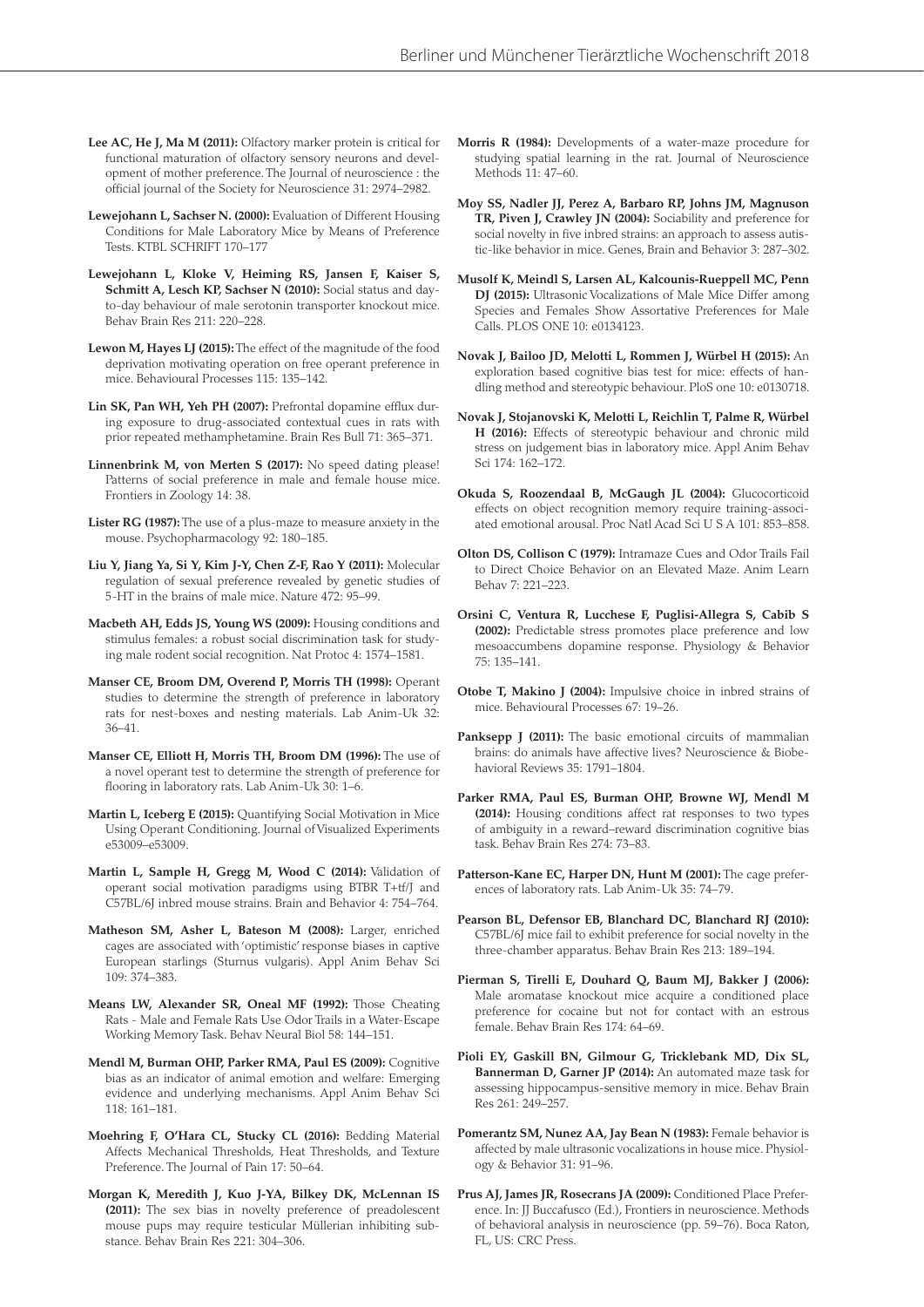**Lee AC, He J, Ma M (2011):** Olfactory marker protein is critical for functional maturation of olfactory sensory neurons and development of mother preference. The Journal of neuroscience : the official journal of the Society for Neuroscience 31: 2974–2982.

**Lewejohann L, Sachser N. (2000):** Evaluation of Different Housing Conditions for Male Laboratory Mice by Means of Preference Tests. KTBL SCHRIFT 170–177

**Lewejohann L, Kloke V, Heiming RS, Jansen F, Kaiser S, Schmitt A, Lesch KP, Sachser N (2010):** Social status and day-to-day behaviour of male serotonin transporter knockout mice. Behav Brain Res 211: 220–228.

**Lewon M, Hayes LJ (2015):** The effect of the magnitude of the food deprivation motivating operation on free operant preference in mice. Behavioural Processes 115: 135–142.

**Lin SK, Pan WH, Yeh PH (2007):** Prefrontal dopamine efflux during exposure to drug-associated contextual cues in rats with prior repeated methamphetamine. Brain Res Bull 71: 365–371.

**Linnenbrink M, von Merten S (2017):** No speed dating please! Patterns of social preference in male and female house mice. Frontiers in Zoology 14: 38.

**Lister RG (1987):** The use of a plus-maze to measure anxiety in the mouse. Psychopharmacology 92: 180–185.

**Liu Y, Jiang Ya, Si Y, Kim J-Y, Chen Z-F, Rao Y (2011):** Molecular regulation of sexual preference revealed by genetic studies of 5-HT in the brains of male mice. Nature 472: 95–99.

**Macbeth AH, Edds JS, Young WS (2009):** Housing conditions and stimulus females: a robust social discrimination task for studying male rodent social recognition. Nat Protoc 4: 1574–1581.

**Manser CE, Broom DM, Overend P, Morris TH (1998):** Operant studies to determine the strength of preference in laboratory rats for nest-boxes and nesting materials. Lab Anim-Uk 32: 36–41.

**Manser CE, Elliott H, Morris TH, Broom DM (1996):** The use of a novel operant test to determine the strength of preference for flooring in laboratory rats. Lab Anim-Uk 30: 1–6.

**Martin L, Iceberg E (2015):** Quantifying Social Motivation in Mice Using Operant Conditioning. Journal of Visualized Experiments e53009–e53009.

**Martin L, Sample H, Gregg M, Wood C (2014):** Validation of operant social motivation paradigms using BTBR T+tf/J and C57BL/6J inbred mouse strains. Brain and Behavior 4: 754–764.

**Matheson SM, Asher L, Bateson M (2008):** Larger, enriched cages are associated with 'optimistic' response biases in captive European starlings (Sturnus vulgaris). Appl Anim Behav Sci 109: 374–383.

**Means LW, Alexander SR, Oneal MF (1992):** Those Cheating Rats - Male and Female Rats Use Odor Trails in a Water-Escape Working Memory Task. Behav Neural Biol 58: 144–151.

**Mendl M, Burman OHP, Parker RMA, Paul ES (2009):** Cognitive bias as an indicator of animal emotion and welfare: Emerging evidence and underlying mechanisms. Appl Anim Behav Sci 118: 161–181.

**Moehring F, O'Hara CL, Stucky CL (2016):** Bedding Material Affects Mechanical Thresholds, Heat Thresholds, and Texture Preference. The Journal of Pain 17: 50–64.

**Morgan K, Meredith J, Kuo J-YA, Bilkey DK, McLennan IS (2011):** The sex bias in novelty preference of preadolescent mouse pups may require testicular Müllerian inhibiting substance. Behav Brain Res 221: 304–306.

**Morris R (1984):** Developments of a water-maze procedure for studying spatial learning in the rat. Journal of Neuroscience Methods 11: 47–60.

**Moy SS, Nadler JJ, Perez A, Barbaro RP, Johns JM, Magnuson TR, Piven J, Crawley JN (2004):** Sociability and preference for social novelty in five inbred strains: an approach to assess autistic-like behavior in mice. Genes, Brain and Behavior 3: 287–302.

**Musolf K, Meindl S, Larsen AL, Kalcounis-Rueppell MC, Penn DJ (2015):** Ultrasonic Vocalizations of Male Mice Differ among Species and Females Show Assortative Preferences for Male Calls. PLOS ONE 10: e0134123.

**Novak J, Bailoo JD, Melotti L, Rommen J, Würbel H (2015):** An exploration based cognitive bias test for mice: effects of handling method and stereotypic behaviour. PloS one 10: e0130718.

**Novak J, Stojanovski K, Melotti L, Reichlin T, Palme R, Würbel H (2016):** Effects of stereotypic behaviour and chronic mild stress on judgement bias in laboratory mice. Appl Anim Behav Sci 174: 162–172.

**Okuda S, Roozendaal B, McGaugh JL (2004):** Glucocorticoid effects on object recognition memory require training-associated emotional arousal. Proc Natl Acad Sci U S A 101: 853–858.

**Olton DS, Collison C (1979):** Intramaze Cues and Odor Trails Fail to Direct Choice Behavior on an Elevated Maze. Anim Learn Behav 7: 221–223.

**Orsini C, Ventura R, Lucchese F, Puglisi-Allegra S, Cabib S (2002):** Predictable stress promotes place preference and low mesoaccumbens dopamine response. Physiology & Behavior 75: 135–141.

**Otobe T, Makino J (2004):** Impulsive choice in inbred strains of mice. Behavioural Processes 67: 19–26.

**Panksepp J (2011):** The basic emotional circuits of mammalian brains: do animals have affective lives? Neuroscience & Biobehavioral Reviews 35: 1791–1804.

**Parker RMA, Paul ES, Burman OHP, Browne WJ, Mendl M (2014):** Housing conditions affect rat responses to two types of ambiguity in a reward–reward discrimination cognitive bias task. Behav Brain Res 274: 73–83.

**Patterson-Kane EC, Harper DN, Hunt M (2001):** The cage preferences of laboratory rats. Lab Anim-Uk 35: 74–79.

**Pearson BL, Defensor EB, Blanchard DC, Blanchard RJ (2010):** C57BL/6J mice fail to exhibit preference for social novelty in the three-chamber apparatus. Behav Brain Res 213: 189–194.

**Pierman S, Tirelli E, Douhard Q, Baum MJ, Bakker J (2006):** Male aromatase knockout mice acquire a conditioned place preference for cocaine but not for contact with an estrous female. Behav Brain Res 174: 64–69.

**Pioli EY, Gaskill BN, Gilmour G, Tricklebank MD, Dix SL, Bannerman D, Garner JP (2014):** An automated maze task for assessing hippocampus-sensitive memory in mice. Behav Brain Res 261: 249–257.

**Pomerantz SM, Nunez AA, Jay Bean N (1983):** Female behavior is affected by male ultrasonic vocalizations in house mice. Physiology & Behavior 31: 91–96.

**Prus AJ, James JR, Rosecrans JA (2009):** Conditioned Place Preference. In: JJ Buccafusco (Ed.), Frontiers in neuroscience. Methods of behavioral analysis in neuroscience (pp. 59–76). Boca Raton, FL, US: CRC Press.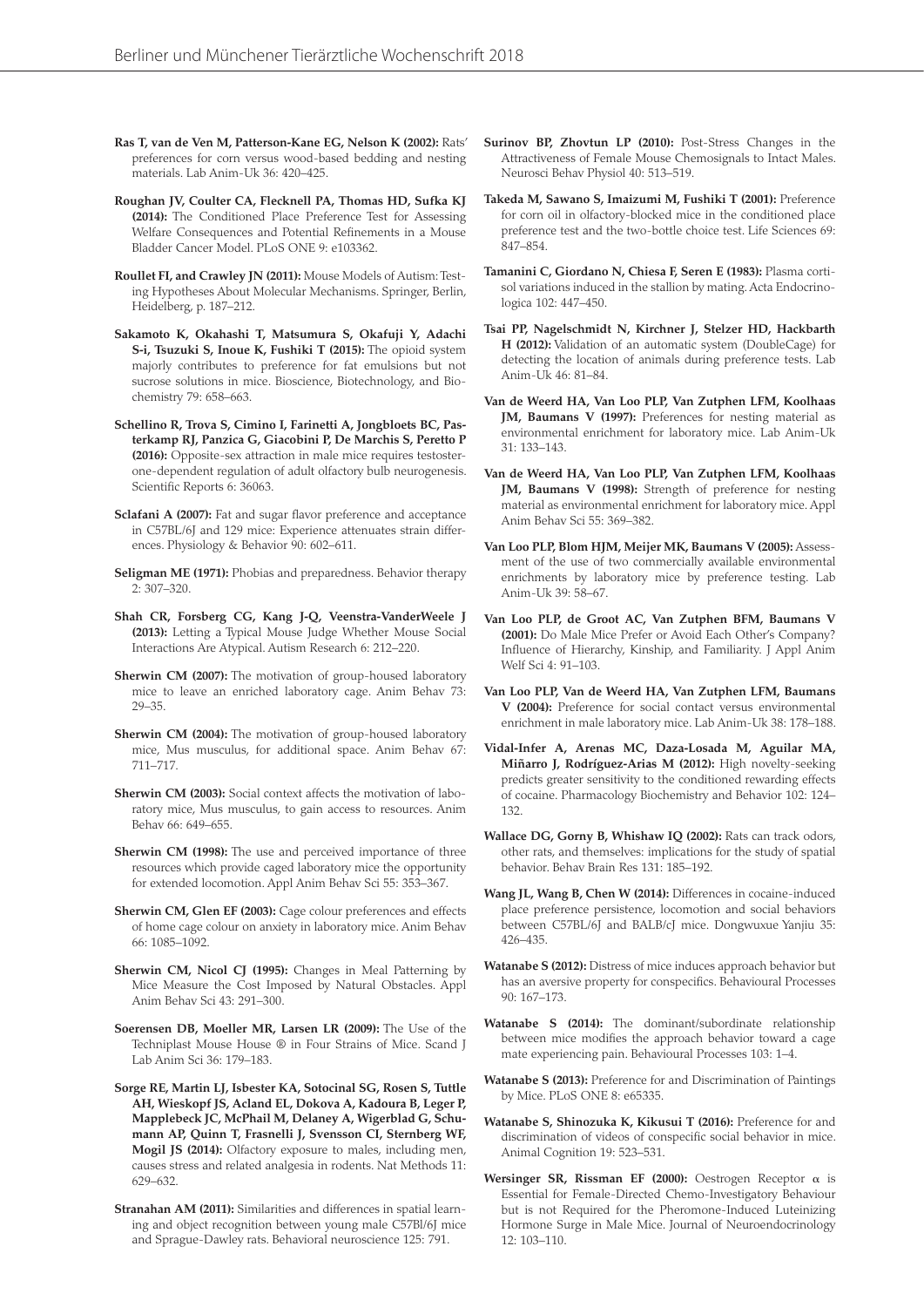**Ras T, van de Ven M, Patterson-Kane EG, Nelson K (2002):** Rats' preferences for corn versus wood-based bedding and nesting materials. Lab Anim-Uk 36: 420–425.

**Roughan JV, Coulter CA, Flecknell PA, Thomas HD, Sufka KJ (2014):** The Conditioned Place Preference Test for Assessing Welfare Consequences and Potential Refinements in a Mouse Bladder Cancer Model. PLoS ONE 9: e103362.

**Roullet FI, and Crawley JN (2011):** Mouse Models of Autism: Testing Hypotheses About Molecular Mechanisms. Springer, Berlin, Heidelberg, p. 187–212.

**Sakamoto K, Okahashi T, Matsumura S, Okafuji Y, Adachi S-i, Tsuzuki S, Inoue K, Fushiki T (2015):** The opioid system majorly contributes to preference for fat emulsions but not sucrose solutions in mice. Bioscience, Biotechnology, and Biochemistry 79: 658–663.

**Schellino R, Trova S, Cimino I, Farinetti A, Jongbloets BC, Pasterkamp RJ, Panzica G, Giacobini P, De Marchis S, Peretto P (2016):** Opposite-sex attraction in male mice requires testosterone-dependent regulation of adult olfactory bulb neurogenesis. Scientific Reports 6: 36063.

**Sclafani A (2007):** Fat and sugar flavor preference and acceptance in C57BL/6J and 129 mice: Experience attenuates strain differences. Physiology & Behavior 90: 602–611.

**Seligman ME (1971):** Phobias and preparedness. Behavior therapy 2: 307–320.

**Shah CR, Forsberg CG, Kang J-Q, Veenstra-VanderWeele J (2013):** Letting a Typical Mouse Judge Whether Mouse Social Interactions Are Atypical. Autism Research 6: 212–220.

**Sherwin CM (2007):** The motivation of group-housed laboratory mice to leave an enriched laboratory cage. Anim Behav 73: 29–35.

**Sherwin CM (2004):** The motivation of group-housed laboratory mice, Mus musculus, for additional space. Anim Behav 67: 711–717.

**Sherwin CM (2003):** Social context affects the motivation of laboratory mice, Mus musculus, to gain access to resources. Anim Behav 66: 649–655.

**Sherwin CM (1998):** The use and perceived importance of three resources which provide caged laboratory mice the opportunity for extended locomotion. Appl Anim Behav Sci 55: 353–367.

**Sherwin CM, Glen EF (2003):** Cage colour preferences and effects of home cage colour on anxiety in laboratory mice. Anim Behav 66: 1085–1092.

**Sherwin CM, Nicol CJ (1995):** Changes in Meal Patterning by Mice Measure the Cost Imposed by Natural Obstacles. Appl Anim Behav Sci 43: 291–300.

**Soerensen DB, Moeller MR, Larsen LR (2009):** The Use of the Techniplast Mouse House ® in Four Strains of Mice. Scand J Lab Anim Sci 36: 179–183.

**Sorge RE, Martin LJ, Isbester KA, Sotocinal SG, Rosen S, Tuttle AH, Wieskopf JS, Acland EL, Dokova A, Kadoura B, Leger P, Mapplebeck JC, McPhail M, Delaney A, Wigerblad G, Schumann AP, Quinn T, Frasnelli J, Svensson CI, Sternberg WF, Mogil JS (2014):** Olfactory exposure to males, including men, causes stress and related analgesia in rodents. Nat Methods 11: 629–632.

**Stranahan AM (2011):** Similarities and differences in spatial learning and object recognition between young male C57Bl/6J mice and Sprague-Dawley rats. Behavioral neuroscience 125: 791.

**Surinov BP, Zhovtun LP (2010):** Post-Stress Changes in the Attractiveness of Female Mouse Chemosignals to Intact Males. Neurosci Behav Physiol 40: 513–519.

**Takeda M, Sawano S, Imaizumi M, Fushiki T (2001):** Preference for corn oil in olfactory-blocked mice in the conditioned place preference test and the two-bottle choice test. Life Sciences 69: 847–854.

**Tamanini C, Giordano N, Chiesa F, Seren E (1983):** Plasma cortisol variations induced in the stallion by mating. Acta Endocrinologica 102: 447–450.

**Tsai PP, Nagelschmidt N, Kirchner J, Stelzer HD, Hackbarth H (2012):** Validation of an automatic system (DoubleCage) for detecting the location of animals during preference tests. Lab Anim-Uk 46: 81–84.

**Van de Weerd HA, Van Loo PLP, Van Zutphen LFM, Koolhaas JM, Baumans V (1997):** Preferences for nesting material as environmental enrichment for laboratory mice. Lab Anim-Uk 31: 133–143.

**Van de Weerd HA, Van Loo PLP, Van Zutphen LFM, Koolhaas JM, Baumans V (1998):** Strength of preference for nesting material as environmental enrichment for laboratory mice. Appl Anim Behav Sci 55: 369–382.

**Van Loo PLP, Blom HJM, Meijer MK, Baumans V (2005):** Assessment of the use of two commercially available environmental enrichments by laboratory mice by preference testing. Lab Anim-Uk 39: 58–67.

**Van Loo PLP, de Groot AC, Van Zutphen BFM, Baumans V (2001):** Do Male Mice Prefer or Avoid Each Other's Company? Influence of Hierarchy, Kinship, and Familiarity. J Appl Anim Welf Sci 4: 91–103.

**Van Loo PLP, Van de Weerd HA, Van Zutphen LFM, Baumans V (2004):** Preference for social contact versus environmental enrichment in male laboratory mice. Lab Anim-Uk 38: 178–188.

**Vidal-Infer A, Arenas MC, Daza-Losada M, Aguilar MA, Miñarro J, Rodríguez-Arias M (2012):** High novelty-seeking predicts greater sensitivity to the conditioned rewarding effects of cocaine. Pharmacology Biochemistry and Behavior 102: 124–132.

**Wallace DG, Gorny B, Whishaw IQ (2002):** Rats can track odors, other rats, and themselves: implications for the study of spatial behavior. Behav Brain Res 131: 185–192.

**Wang JL, Wang B, Chen W (2014):** Differences in cocaine-induced place preference persistence, locomotion and social behaviors between C57BL/6J and BALB/cJ mice. Dongwuxue Yanjiu 35: 426–435.

**Watanabe S (2012):** Distress of mice induces approach behavior but has an aversive property for conspecifics. Behavioural Processes 90: 167–173.

**Watanabe S (2014):** The dominant/subordinate relationship between mice modifies the approach behavior toward a cage mate experiencing pain. Behavioural Processes 103: 1–4.

**Watanabe S (2013):** Preference for and Discrimination of Paintings by Mice. PLoS ONE 8: e65335.

**Watanabe S, Shinozuka K, Kikusui T (2016):** Preference for and discrimination of videos of conspecific social behavior in mice. Animal Cognition 19: 523–531.

**Wersinger SR, Rissman EF (2000):** Oestrogen Receptor $\alpha$ is Essential for Female-Directed Chemo-Investigatory Behaviour but is not Required for the Pheromone-Induced Luteinizing Hormone Surge in Male Mice. Journal of Neuroendocrinology 12: 103–110.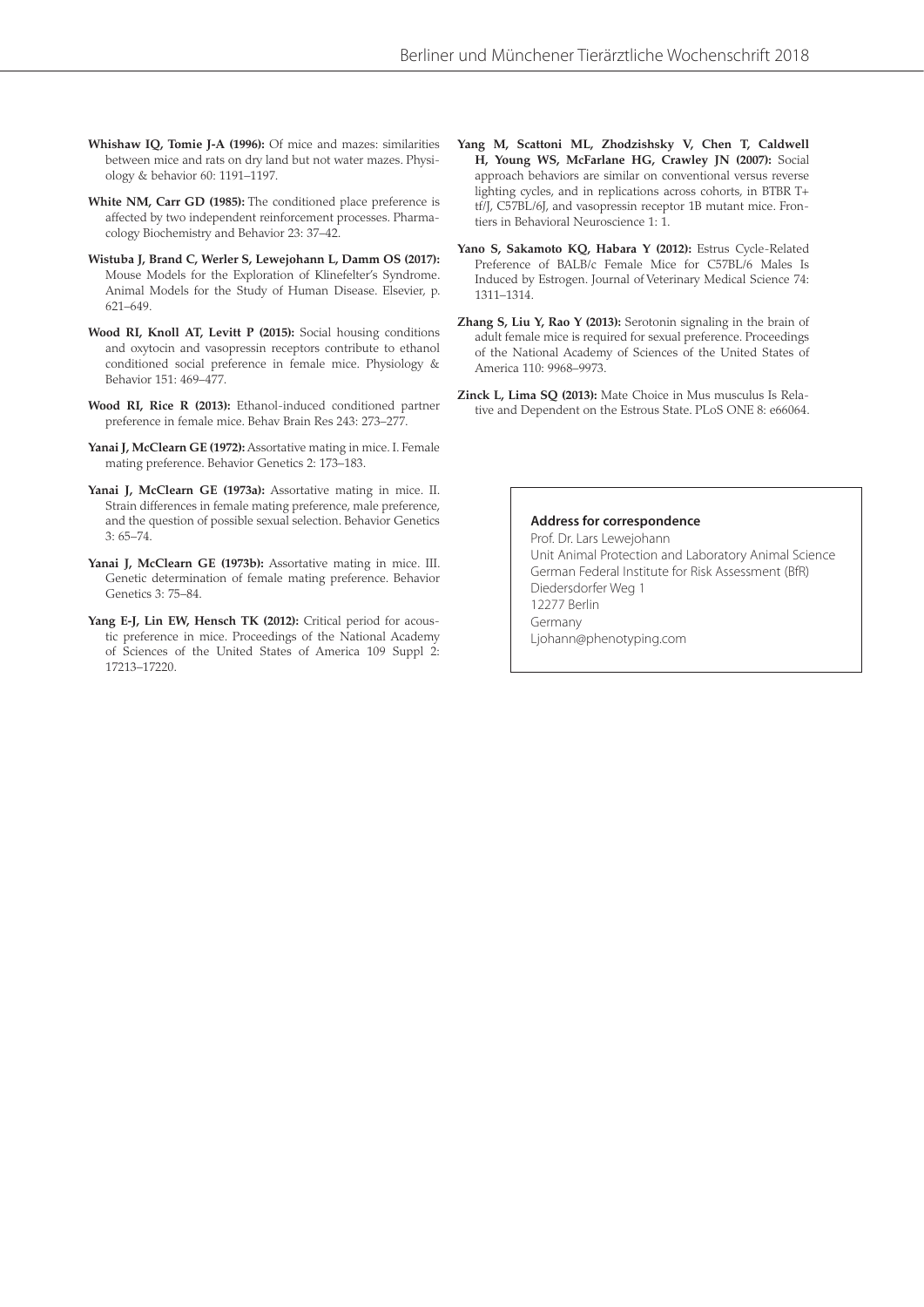**Whishaw IQ, Tomie J-A (1996):** Of mice and mazes: similarities between mice and rats on dry land but not water mazes. Physiology & behavior 60: 1191–1197.

**White NM, Carr GD (1985):** The conditioned place preference is affected by two independent reinforcement processes. Pharmacology Biochemistry and Behavior 23: 37–42.

**Wistuba J, Brand C, Werler S, Lewejohann L, Damm OS (2017):** Mouse Models for the Exploration of Klinefelter's Syndrome. Animal Models for the Study of Human Disease. Elsevier, p. 621–649.

**Wood RI, Knoll AT, Levitt P (2015):** Social housing conditions and oxytocin and vasopressin receptors contribute to ethanol conditioned social preference in female mice. Physiology & Behavior 151: 469–477.

**Wood RI, Rice R (2013):** Ethanol-induced conditioned partner preference in female mice. Behav Brain Res 243: 273–277.

**Yanai J, McClearn GE (1972):** Assortative mating in mice. I. Female mating preference. Behavior Genetics 2: 173–183.

**Yanai J, McClearn GE (1973a):** Assortative mating in mice. II. Strain differences in female mating preference, male preference, and the question of possible sexual selection. Behavior Genetics 3: 65–74.

**Yanai J, McClearn GE (1973b):** Assortative mating in mice. III. Genetic determination of female mating preference. Behavior Genetics 3: 75–84.

**Yang E-J, Lin EW, Hensch TK (2012):** Critical period for acoustic preference in mice. Proceedings of the National Academy of Sciences of the United States of America 109 Suppl 2: 17213–17220.

**Yang M, Scattoni ML, Zhodzishsky V, Chen T, Caldwell H, Young WS, McFarlane HG, Crawley JN (2007):** Social approach behaviors are similar on conventional versus reverse lighting cycles, and in replications across cohorts, in BTBR T+ tf/J, C57BL/6J, and vasopressin receptor 1B mutant mice. Frontiers in Behavioral Neuroscience 1: 1.

**Yano S, Sakamoto KQ, Habara Y (2012):** Estrus Cycle-Related Preference of BALB/c Female Mice for C57BL/6 Males Is Induced by Estrogen. Journal of Veterinary Medical Science 74: 1311–1314.

**Zhang S, Liu Y, Rao Y (2013):** Serotonin signaling in the brain of adult female mice is required for sexual preference. Proceedings of the National Academy of Sciences of the United States of America 110: 9968–9973.

**Zinck L, Lima SQ (2013):** Mate Choice in Mus musculus Is Relative and Dependent on the Estrous State. PLoS ONE 8: e66064.

**Address for correspondence**
Prof. Dr. Lars Lewejohann
Unit Animal Protection and Laboratory Animal Science
German Federal Institute for Risk Assessment (BfR)
Diedersdorfer Weg 1
12277 Berlin
Germany
Ljohann@phenotyping.com